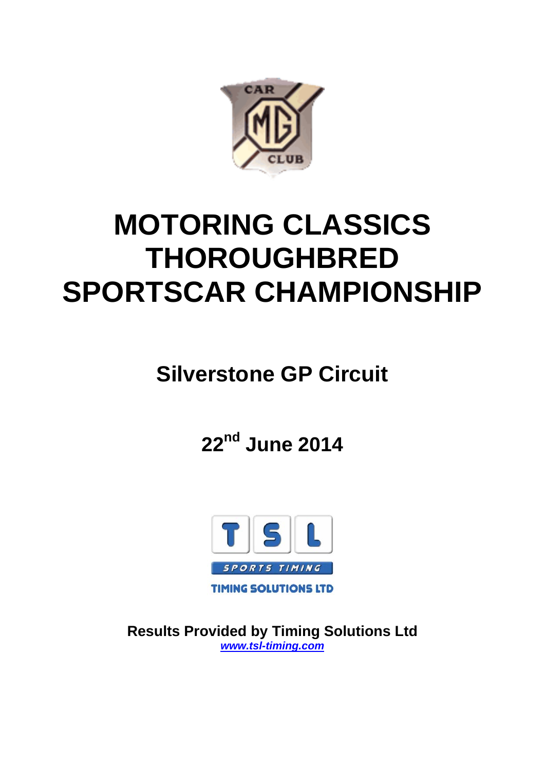# MOTORING CLASSICS THOROUGHBRED SPORTSCAR CHAMPIONSHIP

## Silverstone GP Circuit

## 22nd June 2014

**Results Provided by Timing Solutions Ltd**
***www.tsl-timing.com***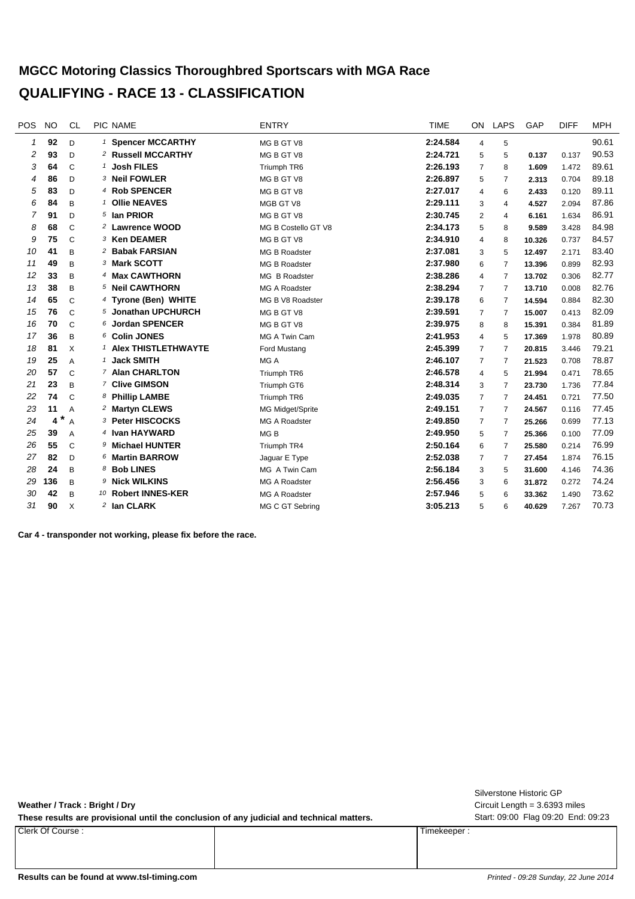# MGCC Motoring Classics Thoroughbred Sportscars with MGA Race

## QUALIFYING - RACE 13 - CLASSIFICATION

| POS | NO | CL | PIC | NAME | ENTRY | TIME | ON | LAPS | GAP | DIFF | MPH |
|---|---|---|---|---|---|---|---|---|---|---|---|
| 1 | 92 | D | 1 | Spencer MCCARTHY | MG B GT V8 | 2:24.584 | 4 | 5 | | | 90.61 |
| 2 | 93 | D | 2 | Russell MCCARTHY | MG B GT V8 | 2:24.721 | 5 | 5 | 0.137 | 0.137 | 90.53 |
| 3 | 64 | C | 1 | Josh FILES | Triumph TR6 | 2:26.193 | 7 | 8 | 1.609 | 1.472 | 89.61 |
| 4 | 86 | D | 3 | Neil FOWLER | MG B GT V8 | 2:26.897 | 5 | 7 | 2.313 | 0.704 | 89.18 |
| 5 | 83 | D | 4 | Rob SPENCER | MG B GT V8 | 2:27.017 | 4 | 6 | 2.433 | 0.120 | 89.11 |
| 6 | 84 | B | 1 | Ollie NEAVES | MGB GT V8 | 2:29.111 | 3 | 4 | 4.527 | 2.094 | 87.86 |
| 7 | 91 | D | 5 | Ian PRIOR | MG B GT V8 | 2:30.745 | 2 | 4 | 6.161 | 1.634 | 86.91 |
| 8 | 68 | C | 2 | Lawrence WOOD | MG B Costello GT V8 | 2:34.173 | 5 | 8 | 9.589 | 3.428 | 84.98 |
| 9 | 75 | C | 3 | Ken DEAMER | MG B GT V8 | 2:34.910 | 4 | 8 | 10.326 | 0.737 | 84.57 |
| 10 | 41 | B | 2 | Babak FARSIAN | MG B Roadster | 2:37.081 | 3 | 5 | 12.497 | 2.171 | 83.40 |
| 11 | 49 | B | 3 | Mark SCOTT | MG B Roadster | 2:37.980 | 6 | 7 | 13.396 | 0.899 | 82.93 |
| 12 | 33 | B | 4 | Max CAWTHORN | MG B Roadster | 2:38.286 | 4 | 7 | 13.702 | 0.306 | 82.77 |
| 13 | 38 | B | 5 | Neil CAWTHORN | MG A Roadster | 2:38.294 | 7 | 7 | 13.710 | 0.008 | 82.76 |
| 14 | 65 | C | 4 | Tyrone (Ben) WHITE | MG B V8 Roadster | 2:39.178 | 6 | 7 | 14.594 | 0.884 | 82.30 |
| 15 | 76 | C | 5 | Jonathan UPCHURCH | MG B GT V8 | 2:39.591 | 7 | 7 | 15.007 | 0.413 | 82.09 |
| 16 | 70 | C | 6 | Jordan SPENCER | MG B GT V8 | 2:39.975 | 8 | 8 | 15.391 | 0.384 | 81.89 |
| 17 | 36 | B | 6 | Colin JONES | MG A Twin Cam | 2:41.953 | 4 | 5 | 17.369 | 1.978 | 80.89 |
| 18 | 81 | X | 1 | Alex THISTLETHWAYTE | Ford Mustang | 2:45.399 | 7 | 7 | 20.815 | 3.446 | 79.21 |
| 19 | 25 | A | 1 | Jack SMITH | MG A | 2:46.107 | 7 | 7 | 21.523 | 0.708 | 78.87 |
| 20 | 57 | C | 7 | Alan CHARLTON | Triumph TR6 | 2:46.578 | 4 | 5 | 21.994 | 0.471 | 78.65 |
| 21 | 23 | B | 7 | Clive GIMSON | Triumph GT6 | 2:48.314 | 3 | 7 | 23.730 | 1.736 | 77.84 |
| 22 | 74 | C | 8 | Phillip LAMBE | Triumph TR6 | 2:49.035 | 7 | 7 | 24.451 | 0.721 | 77.50 |
| 23 | 11 | A | 2 | Martyn CLEWS | MG Midget/Sprite | 2:49.151 | 7 | 7 | 24.567 | 0.116 | 77.45 |
| 24 | 4 * | A | 3 | Peter HISCOCKS | MG A Roadster | 2:49.850 | 7 | 7 | 25.266 | 0.699 | 77.13 |
| 25 | 39 | A | 4 | Ivan HAYWARD | MG B | 2:49.950 | 5 | 7 | 25.366 | 0.100 | 77.09 |
| 26 | 55 | C | 9 | Michael HUNTER | Triumph TR4 | 2:50.164 | 6 | 7 | 25.580 | 0.214 | 76.99 |
| 27 | 82 | D | 6 | Martin BARROW | Jaguar E Type | 2:52.038 | 7 | 7 | 27.454 | 1.874 | 76.15 |
| 28 | 24 | B | 8 | Bob LINES | MG A Twin Cam | 2:56.184 | 3 | 5 | 31.600 | 4.146 | 74.36 |
| 29 | 136 | B | 9 | Nick WILKINS | MG A Roadster | 2:56.456 | 3 | 6 | 31.872 | 0.272 | 74.24 |
| 30 | 42 | B | 10 | Robert INNES-KER | MG A Roadster | 2:57.946 | 5 | 6 | 33.362 | 1.490 | 73.62 |
| 31 | 90 | X | 2 | Ian CLARK | MG C GT Sebring | 3:05.213 | 5 | 6 | 40.629 | 7.267 | 70.73 |

**Car 4 - transponder not working, please fix before the race.**

**Weather / Track : Bright / Dry**

**These results are provisional until the conclusion of any judicial and technical matters.**

Silverstone Historic GP
Circuit Length = 3.6393 miles
Start: 09:00 Flag 09:20 End: 09:23

| Clerk Of Course : | | Timekeeper : |
|---|---|---|
| | | |

**Results can be found at www.tsl-timing.com**

*Printed - 09:28 Sunday, 22 June 2014*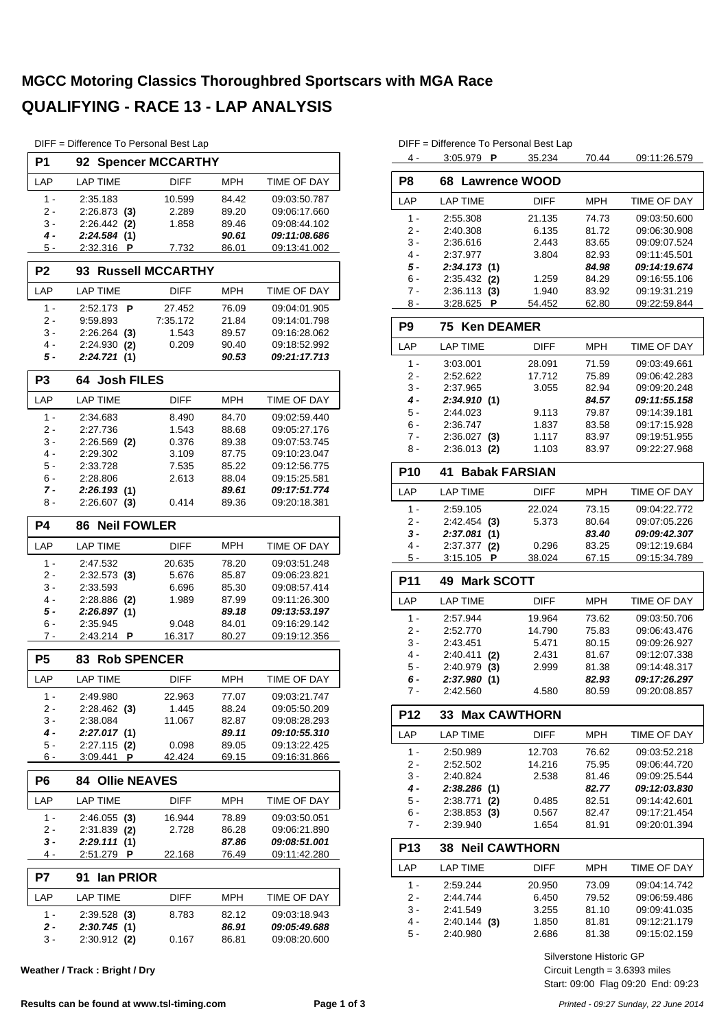# MGCC Motoring Classics Thoroughbred Sportscars with MGA Race

# QUALIFYING - RACE 13 - LAP ANALYSIS

DIFF = Difference To Personal Best Lap

## P1 92 Spencer MCCARTHY

| LAP | LAP TIME | DIFF | MPH | TIME OF DAY |
|---|---|---|---|---|
| 1 - | 2:35.183 | 10.599 | 84.42 | 09:03:50.787 |
| 2 - | 2:26.873 **(3)** | 2.289 | 89.20 | 09:06:17.660 |
| 3 - | 2:26.442 **(2)** | 1.858 | 89.46 | 09:08:44.102 |
| ***4 -*** | ***2:24.584 (1)*** | | ***90.61*** | ***09:11:08.686*** |
| 5 - | 2:32.316 **P** | 7.732 | 86.01 | 09:13:41.002 |

## P2 93 Russell MCCARTHY

| LAP | LAP TIME | DIFF | MPH | TIME OF DAY |
|---|---|---|---|---|
| 1 - | 2:52.173 **P** | 27.452 | 76.09 | 09:04:01.905 |
| 2 - | 9:59.893 | 7:35.172 | 21.84 | 09:14:01.798 |
| 3 - | 2:26.264 **(3)** | 1.543 | 89.57 | 09:16:28.062 |
| 4 - | 2:24.930 **(2)** | 0.209 | 90.40 | 09:18:52.992 |
| ***5 -*** | ***2:24.721 (1)*** | | ***90.53*** | ***09:21:17.713*** |

## P3 64 Josh FILES

| LAP | LAP TIME | DIFF | MPH | TIME OF DAY |
|---|---|---|---|---|
| 1 - | 2:34.683 | 8.490 | 84.70 | 09:02:59.440 |
| 2 - | 2:27.736 | 1.543 | 88.68 | 09:05:27.176 |
| 3 - | 2:26.569 **(2)** | 0.376 | 89.38 | 09:07:53.745 |
| 4 - | 2:29.302 | 3.109 | 87.75 | 09:10:23.047 |
| 5 - | 2:33.728 | 7.535 | 85.22 | 09:12:56.775 |
| 6 - | 2:28.806 | 2.613 | 88.04 | 09:15:25.581 |
| ***7 -*** | ***2:26.193 (1)*** | | ***89.61*** | ***09:17:51.774*** |
| 8 - | 2:26.607 **(3)** | 0.414 | 89.36 | 09:20:18.381 |

## P4 86 Neil FOWLER

| LAP | LAP TIME | DIFF | MPH | TIME OF DAY |
|---|---|---|---|---|
| 1 - | 2:47.532 | 20.635 | 78.20 | 09:03:51.248 |
| 2 - | 2:32.573 **(3)** | 5.676 | 85.87 | 09:06:23.821 |
| 3 - | 2:33.593 | 6.696 | 85.30 | 09:08:57.414 |
| 4 - | 2:28.886 **(2)** | 1.989 | 87.99 | 09:11:26.300 |
| ***5 -*** | ***2:26.897 (1)*** | | ***89.18*** | ***09:13:53.197*** |
| 6 - | 2:35.945 | 9.048 | 84.01 | 09:16:29.142 |
| 7 - | 2:43.214 **P** | 16.317 | 80.27 | 09:19:12.356 |

## P5 83 Rob SPENCER

| LAP | LAP TIME | DIFF | MPH | TIME OF DAY |
|---|---|---|---|---|
| 1 - | 2:49.980 | 22.963 | 77.07 | 09:03:21.747 |
| 2 - | 2:28.462 **(3)** | 1.445 | 88.24 | 09:05:50.209 |
| 3 - | 2:38.084 | 11.067 | 82.87 | 09:08:28.293 |
| ***4 -*** | ***2:27.017 (1)*** | | ***89.11*** | ***09:10:55.310*** |
| 5 - | 2:27.115 **(2)** | 0.098 | 89.05 | 09:13:22.425 |
| 6 - | 3:09.441 **P** | 42.424 | 69.15 | 09:16:31.866 |

## P6 84 Ollie NEAVES

| LAP | LAP TIME | DIFF | MPH | TIME OF DAY |
|---|---|---|---|---|
| 1 - | 2:46.055 **(3)** | 16.944 | 78.89 | 09:03:50.051 |
| 2 - | 2:31.839 **(2)** | 2.728 | 86.28 | 09:06:21.890 |
| ***3 -*** | ***2:29.111 (1)*** | | ***87.86*** | ***09:08:51.001*** |
| 4 - | 2:51.279 **P** | 22.168 | 76.49 | 09:11:42.280 |

## P7 91 Ian PRIOR

| LAP | LAP TIME | DIFF | MPH | TIME OF DAY |
|---|---|---|---|---|
| 1 - | 2:39.528 **(3)** | 8.783 | 82.12 | 09:03:18.943 |
| ***2 -*** | ***2:30.745 (1)*** | | ***86.91*** | ***09:05:49.688*** |
| 3 - | 2:30.912 **(2)** | 0.167 | 86.81 | 09:08:20.600 |
| 4 - | 3:05.979 **P** | 35.234 | 70.44 | 09:11:26.579 |

## P8 68 Lawrence WOOD

| LAP | LAP TIME | DIFF | MPH | TIME OF DAY |
|---|---|---|---|---|
| 1 - | 2:55.308 | 21.135 | 74.73 | 09:03:50.600 |
| 2 - | 2:40.308 | 6.135 | 81.72 | 09:06:30.908 |
| 3 - | 2:36.616 | 2.443 | 83.65 | 09:09:07.524 |
| 4 - | 2:37.977 | 3.804 | 82.93 | 09:11:45.501 |
| ***5 -*** | ***2:34.173 (1)*** | | ***84.98*** | ***09:14:19.674*** |
| 6 - | 2:35.432 **(2)** | 1.259 | 84.29 | 09:16:55.106 |
| 7 - | 2:36.113 **(3)** | 1.940 | 83.92 | 09:19:31.219 |
| 8 - | 3:28.625 **P** | 54.452 | 62.80 | 09:22:59.844 |

## P9 75 Ken DEAMER

| LAP | LAP TIME | DIFF | MPH | TIME OF DAY |
|---|---|---|---|---|
| 1 - | 3:03.001 | 28.091 | 71.59 | 09:03:49.661 |
| 2 - | 2:52.622 | 17.712 | 75.89 | 09:06:42.283 |
| 3 - | 2:37.965 | 3.055 | 82.94 | 09:09:20.248 |
| ***4 -*** | ***2:34.910 (1)*** | | ***84.57*** | ***09:11:55.158*** |
| 5 - | 2:44.023 | 9.113 | 79.87 | 09:14:39.181 |
| 6 - | 2:36.747 | 1.837 | 83.58 | 09:17:15.928 |
| 7 - | 2:36.027 **(3)** | 1.117 | 83.97 | 09:19:51.955 |
| 8 - | 2:36.013 **(2)** | 1.103 | 83.97 | 09:22:27.968 |

## P10 41 Babak FARSIAN

| LAP | LAP TIME | DIFF | MPH | TIME OF DAY |
|---|---|---|---|---|
| 1 - | 2:59.105 | 22.024 | 73.15 | 09:04:22.772 |
| 2 - | 2:42.454 **(3)** | 5.373 | 80.64 | 09:07:05.226 |
| ***3 -*** | ***2:37.081 (1)*** | | ***83.40*** | ***09:09:42.307*** |
| 4 - | 2:37.377 **(2)** | 0.296 | 83.25 | 09:12:19.684 |
| 5 - | 3:15.105 **P** | 38.024 | 67.15 | 09:15:34.789 |

## P11 49 Mark SCOTT

| LAP | LAP TIME | DIFF | MPH | TIME OF DAY |
|---|---|---|---|---|
| 1 - | 2:57.944 | 19.964 | 73.62 | 09:03:50.706 |
| 2 - | 2:52.770 | 14.790 | 75.83 | 09:06:43.476 |
| 3 - | 2:43.451 | 5.471 | 80.15 | 09:09:26.927 |
| 4 - | 2:40.411 **(2)** | 2.431 | 81.67 | 09:12:07.338 |
| 5 - | 2:40.979 **(3)** | 2.999 | 81.38 | 09:14:48.317 |
| ***6 -*** | ***2:37.980 (1)*** | | ***82.93*** | ***09:17:26.297*** |
| 7 - | 2:42.560 | 4.580 | 80.59 | 09:20:08.857 |

## P12 33 Max CAWTHORN

| LAP | LAP TIME | DIFF | MPH | TIME OF DAY |
|---|---|---|---|---|
| 1 - | 2:50.989 | 12.703 | 76.62 | 09:03:52.218 |
| 2 - | 2:52.502 | 14.216 | 75.95 | 09:06:44.720 |
| 3 - | 2:40.824 | 2.538 | 81.46 | 09:09:25.544 |
| ***4 -*** | ***2:38.286 (1)*** | | ***82.77*** | ***09:12:03.830*** |
| 5 - | 2:38.771 **(2)** | 0.485 | 82.51 | 09:14:42.601 |
| 6 - | 2:38.853 **(3)** | 0.567 | 82.47 | 09:17:21.454 |
| 7 - | 2:39.940 | 1.654 | 81.91 | 09:20:01.394 |

## P13 38 Neil CAWTHORN

| LAP | LAP TIME | DIFF | MPH | TIME OF DAY |
|---|---|---|---|---|
| 1 - | 2:59.244 | 20.950 | 73.09 | 09:04:14.742 |
| 2 - | 2:44.744 | 6.450 | 79.52 | 09:06:59.486 |
| 3 - | 2:41.549 | 3.255 | 81.10 | 09:09:41.035 |
| 4 - | 2:40.144 **(3)** | 1.850 | 81.81 | 09:12:21.179 |
| 5 - | 2:40.980 | 2.686 | 81.38 | 09:15:02.159 |

**Weather / Track : Bright / Dry**

Silverstone Historic GP
Circuit Length = 3.6393 miles
Start: 09:00 Flag 09:20 End: 09:23

**Results can be found at www.tsl-timing.com**

*Printed - 09:27 Sunday, 22 June 2014*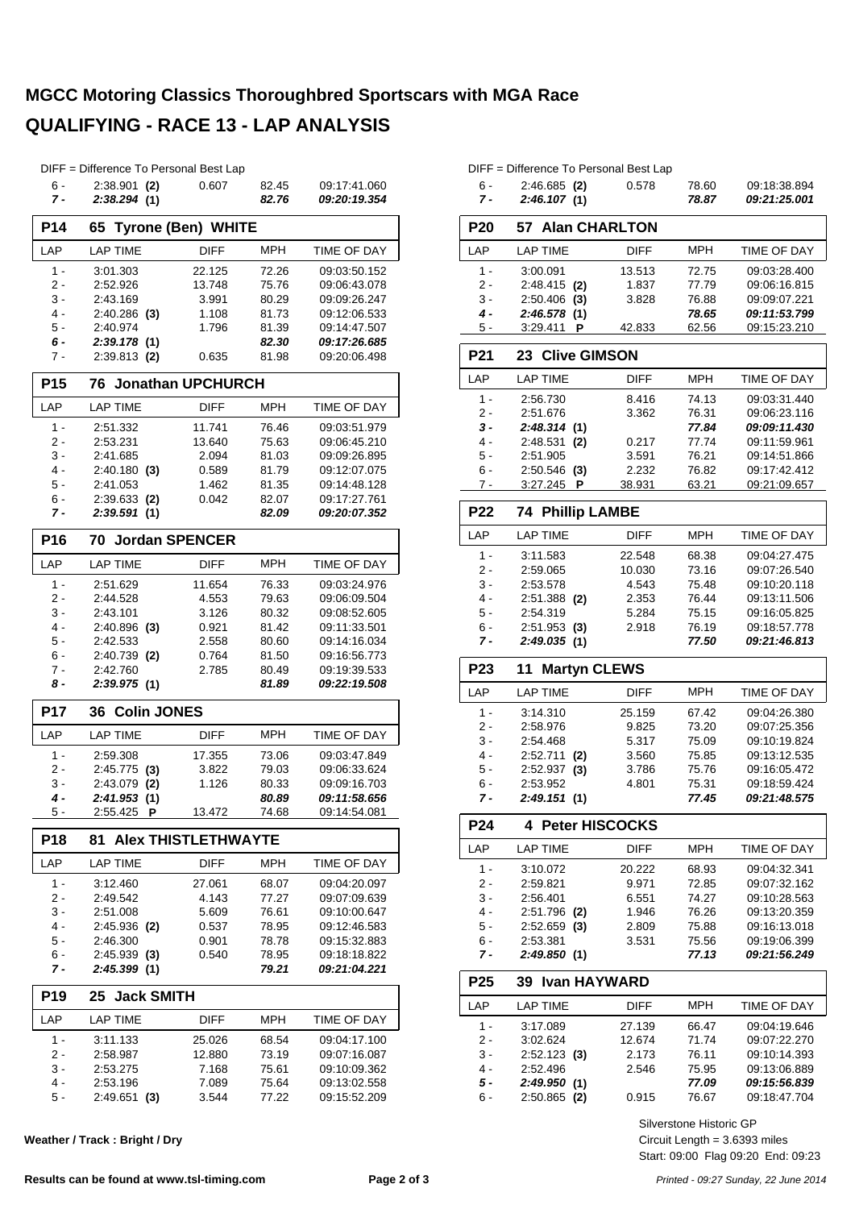# MGCC Motoring Classics Thoroughbred Sportscars with MGA Race

## QUALIFYING - RACE 13 - LAP ANALYSIS

DIFF = Difference To Personal Best Lap

| LAP | LAP TIME | DIFF | MPH | TIME OF DAY |
|---|---|---|---|---|
| 6 - | 2:38.901 **(2)** | 0.607 | 82.45 | 09:17:41.060 |
| ***7 -*** | ***2:38.294* (1)** | | ***82.76*** | ***09:20:19.354*** |

### P14 65 Tyrone (Ben) WHITE

| LAP | LAP TIME | DIFF | MPH | TIME OF DAY |
|---|---|---|---|---|
| 1 - | 3:01.303 | 22.125 | 72.26 | 09:03:50.152 |
| 2 - | 2:52.926 | 13.748 | 75.76 | 09:06:43.078 |
| 3 - | 2:43.169 | 3.991 | 80.29 | 09:09:26.247 |
| 4 - | 2:40.286 **(3)** | 1.108 | 81.73 | 09:12:06.533 |
| 5 - | 2:40.974 | 1.796 | 81.39 | 09:14:47.507 |
| ***6 -*** | ***2:39.178* (1)** | | ***82.30*** | ***09:17:26.685*** |
| 7 - | 2:39.813 **(2)** | 0.635 | 81.98 | 09:20:06.498 |

### P15 76 Jonathan UPCHURCH

| LAP | LAP TIME | DIFF | MPH | TIME OF DAY |
|---|---|---|---|---|
| 1 - | 2:51.332 | 11.741 | 76.46 | 09:03:51.979 |
| 2 - | 2:53.231 | 13.640 | 75.63 | 09:06:45.210 |
| 3 - | 2:41.685 | 2.094 | 81.03 | 09:09:26.895 |
| 4 - | 2:40.180 **(3)** | 0.589 | 81.79 | 09:12:07.075 |
| 5 - | 2:41.053 | 1.462 | 81.35 | 09:14:48.128 |
| 6 - | 2:39.633 **(2)** | 0.042 | 82.07 | 09:17:27.761 |
| ***7 -*** | ***2:39.591* (1)** | | ***82.09*** | ***09:20:07.352*** |

### P16 70 Jordan SPENCER

| LAP | LAP TIME | DIFF | MPH | TIME OF DAY |
|---|---|---|---|---|
| 1 - | 2:51.629 | 11.654 | 76.33 | 09:03:24.976 |
| 2 - | 2:44.528 | 4.553 | 79.63 | 09:06:09.504 |
| 3 - | 2:43.101 | 3.126 | 80.32 | 09:08:52.605 |
| 4 - | 2:40.896 **(3)** | 0.921 | 81.42 | 09:11:33.501 |
| 5 - | 2:42.533 | 2.558 | 80.60 | 09:14:16.034 |
| 6 - | 2:40.739 **(2)** | 0.764 | 81.50 | 09:16:56.773 |
| 7 - | 2:42.760 | 2.785 | 80.49 | 09:19:39.533 |
| ***8 -*** | ***2:39.975* (1)** | | ***81.89*** | ***09:22:19.508*** |

### P17 36 Colin JONES

| LAP | LAP TIME | DIFF | MPH | TIME OF DAY |
|---|---|---|---|---|
| 1 - | 2:59.308 | 17.355 | 73.06 | 09:03:47.849 |
| 2 - | 2:45.775 **(3)** | 3.822 | 79.03 | 09:06:33.624 |
| 3 - | 2:43.079 **(2)** | 1.126 | 80.33 | 09:09:16.703 |
| ***4 -*** | ***2:41.953* (1)** | | ***80.89*** | ***09:11:58.656*** |
| 5 - | 2:55.425 **P** | 13.472 | 74.68 | 09:14:54.081 |

### P18 81 Alex THISTLETHWAYTE

| LAP | LAP TIME | DIFF | MPH | TIME OF DAY |
|---|---|---|---|---|
| 1 - | 3:12.460 | 27.061 | 68.07 | 09:04:20.097 |
| 2 - | 2:49.542 | 4.143 | 77.27 | 09:07:09.639 |
| 3 - | 2:51.008 | 5.609 | 76.61 | 09:10:00.647 |
| 4 - | 2:45.936 **(2)** | 0.537 | 78.95 | 09:12:46.583 |
| 5 - | 2:46.300 | 0.901 | 78.78 | 09:15:32.883 |
| 6 - | 2:45.939 **(3)** | 0.540 | 78.95 | 09:18:18.822 |
| ***7 -*** | ***2:45.399* (1)** | | ***79.21*** | ***09:21:04.221*** |

### P19 25 Jack SMITH

| LAP | LAP TIME | DIFF | MPH | TIME OF DAY |
|---|---|---|---|---|
| 1 - | 3:11.133 | 25.026 | 68.54 | 09:04:17.100 |
| 2 - | 2:58.987 | 12.880 | 73.19 | 09:07:16.087 |
| 3 - | 2:53.275 | 7.168 | 75.61 | 09:10:09.362 |
| 4 - | 2:53.196 | 7.089 | 75.64 | 09:13:02.558 |
| 5 - | 2:49.651 **(3)** | 3.544 | 77.22 | 09:15:52.209 |

DIFF = Difference To Personal Best Lap

| LAP | LAP TIME | DIFF | MPH | TIME OF DAY |
|---|---|---|---|---|
| 6 - | 2:46.685 **(2)** | 0.578 | 78.60 | 09:18:38.894 |
| ***7 -*** | ***2:46.107* (1)** | | ***78.87*** | ***09:21:25.001*** |

### P20 57 Alan CHARLTON

| LAP | LAP TIME | DIFF | MPH | TIME OF DAY |
|---|---|---|---|---|
| 1 - | 3:00.091 | 13.513 | 72.75 | 09:03:28.400 |
| 2 - | 2:48.415 **(2)** | 1.837 | 77.79 | 09:06:16.815 |
| 3 - | 2:50.406 **(3)** | 3.828 | 76.88 | 09:09:07.221 |
| ***4 -*** | ***2:46.578* (1)** | | ***78.65*** | ***09:11:53.799*** |
| 5 - | 3:29.411 **P** | 42.833 | 62.56 | 09:15:23.210 |

### P21 23 Clive GIMSON

| LAP | LAP TIME | DIFF | MPH | TIME OF DAY |
|---|---|---|---|---|
| 1 - | 2:56.730 | 8.416 | 74.13 | 09:03:31.440 |
| 2 - | 2:51.676 | 3.362 | 76.31 | 09:06:23.116 |
| ***3 -*** | ***2:48.314* (1)** | | ***77.84*** | ***09:09:11.430*** |
| 4 - | 2:48.531 **(2)** | 0.217 | 77.74 | 09:11:59.961 |
| 5 - | 2:51.905 | 3.591 | 76.21 | 09:14:51.866 |
| 6 - | 2:50.546 **(3)** | 2.232 | 76.82 | 09:17:42.412 |
| 7 - | 3:27.245 **P** | 38.931 | 63.21 | 09:21:09.657 |

### P22 74 Phillip LAMBE

| LAP | LAP TIME | DIFF | MPH | TIME OF DAY |
|---|---|---|---|---|
| 1 - | 3:11.583 | 22.548 | 68.38 | 09:04:27.475 |
| 2 - | 2:59.065 | 10.030 | 73.16 | 09:07:26.540 |
| 3 - | 2:53.578 | 4.543 | 75.48 | 09:10:20.118 |
| 4 - | 2:51.388 **(2)** | 2.353 | 76.44 | 09:13:11.506 |
| 5 - | 2:54.319 | 5.284 | 75.15 | 09:16:05.825 |
| 6 - | 2:51.953 **(3)** | 2.918 | 76.19 | 09:18:57.778 |
| ***7 -*** | ***2:49.035* (1)** | | ***77.50*** | ***09:21:46.813*** |

### P23 11 Martyn CLEWS

| LAP | LAP TIME | DIFF | MPH | TIME OF DAY |
|---|---|---|---|---|
| 1 - | 3:14.310 | 25.159 | 67.42 | 09:04:26.380 |
| 2 - | 2:58.976 | 9.825 | 73.20 | 09:07:25.356 |
| 3 - | 2:54.468 | 5.317 | 75.09 | 09:10:19.824 |
| 4 - | 2:52.711 **(2)** | 3.560 | 75.85 | 09:13:12.535 |
| 5 - | 2:52.937 **(3)** | 3.786 | 75.76 | 09:16:05.472 |
| 6 - | 2:53.952 | 4.801 | 75.31 | 09:18:59.424 |
| ***7 -*** | ***2:49.151* (1)** | | ***77.45*** | ***09:21:48.575*** |

### P24 4 Peter HISCOCKS

| LAP | LAP TIME | DIFF | MPH | TIME OF DAY |
|---|---|---|---|---|
| 1 - | 3:10.072 | 20.222 | 68.93 | 09:04:32.341 |
| 2 - | 2:59.821 | 9.971 | 72.85 | 09:07:32.162 |
| 3 - | 2:56.401 | 6.551 | 74.27 | 09:10:28.563 |
| 4 - | 2:51.796 **(2)** | 1.946 | 76.26 | 09:13:20.359 |
| 5 - | 2:52.659 **(3)** | 2.809 | 75.88 | 09:16:13.018 |
| 6 - | 2:53.381 | 3.531 | 75.56 | 09:19:06.399 |
| ***7 -*** | ***2:49.850* (1)** | | ***77.13*** | ***09:21:56.249*** |

### P25 39 Ivan HAYWARD

| LAP | LAP TIME | DIFF | MPH | TIME OF DAY |
|---|---|---|---|---|
| 1 - | 3:17.089 | 27.139 | 66.47 | 09:04:19.646 |
| 2 - | 3:02.624 | 12.674 | 71.74 | 09:07:22.270 |
| 3 - | 2:52.123 **(3)** | 2.173 | 76.11 | 09:10:14.393 |
| 4 - | 2:52.496 | 2.546 | 75.95 | 09:13:06.889 |
| ***5 -*** | ***2:49.950* (1)** | | ***77.09*** | ***09:15:56.839*** |
| 6 - | 2:50.865 **(2)** | 0.915 | 76.67 | 09:18:47.704 |

**Weather / Track : Bright / Dry**

Silverstone Historic GP
Circuit Length = 3.6393 miles
Start: 09:00 Flag 09:20 End: 09:23

**Results can be found at www.tsl-timing.com**

*Printed - 09:27 Sunday, 22 June 2014*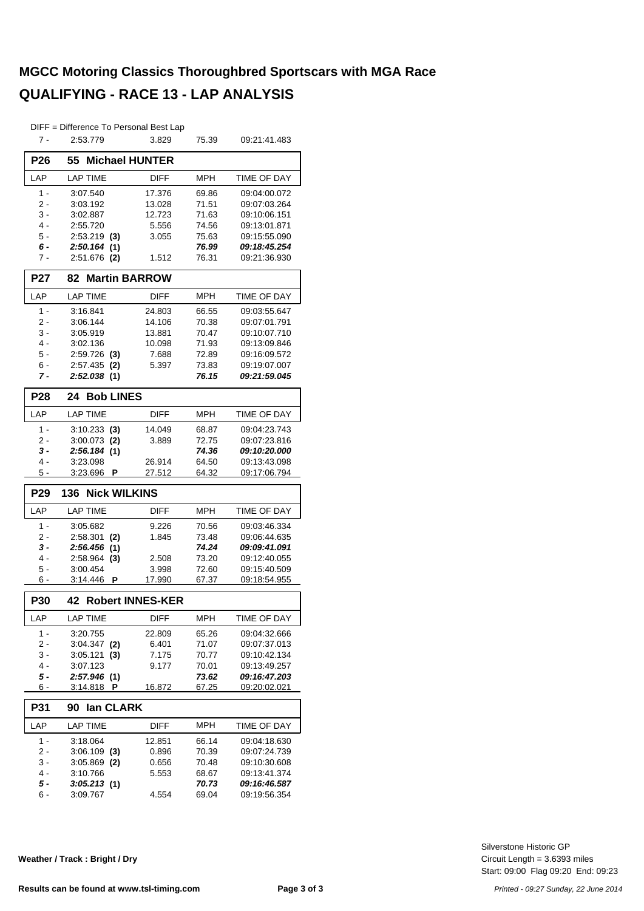# MGCC Motoring Classics Thoroughbred Sportscars with MGA Race

## QUALIFYING - RACE 13 - LAP ANALYSIS

DIFF = Difference To Personal Best Lap

| LAP | LAP TIME | DIFF | MPH | TIME OF DAY |
|---|---|---|---|---|
| 7 - | 2:53.779 | 3.829 | 75.39 | 09:21:41.483 |

### P26 55 Michael HUNTER

| LAP | LAP TIME | DIFF | MPH | TIME OF DAY |
|---|---|---|---|---|
| 1 - | 3:07.540 | 17.376 | 69.86 | 09:04:00.072 |
| 2 - | 3:03.192 | 13.028 | 71.51 | 09:07:03.264 |
| 3 - | 3:02.887 | 12.723 | 71.63 | 09:10:06.151 |
| 4 - | 2:55.720 | 5.556 | 74.56 | 09:13:01.871 |
| 5 - | 2:53.219 **(3)** | 3.055 | 75.63 | 09:15:55.090 |
| ***6 -*** | ***2:50.164*** **(1)** | | ***76.99*** | ***09:18:45.254*** |
| 7 - | 2:51.676 **(2)** | 1.512 | 76.31 | 09:21:36.930 |

### P27 82 Martin BARROW

| LAP | LAP TIME | DIFF | MPH | TIME OF DAY |
|---|---|---|---|---|
| 1 - | 3:16.841 | 24.803 | 66.55 | 09:03:55.647 |
| 2 - | 3:06.144 | 14.106 | 70.38 | 09:07:01.791 |
| 3 - | 3:05.919 | 13.881 | 70.47 | 09:10:07.710 |
| 4 - | 3:02.136 | 10.098 | 71.93 | 09:13:09.846 |
| 5 - | 2:59.726 **(3)** | 7.688 | 72.89 | 09:16:09.572 |
| 6 - | 2:57.435 **(2)** | 5.397 | 73.83 | 09:19:07.007 |
| ***7 -*** | ***2:52.038*** **(1)** | | ***76.15*** | ***09:21:59.045*** |

### P28 24 Bob LINES

| LAP | LAP TIME | DIFF | MPH | TIME OF DAY |
|---|---|---|---|---|
| 1 - | 3:10.233 **(3)** | 14.049 | 68.87 | 09:04:23.743 |
| 2 - | 3:00.073 **(2)** | 3.889 | 72.75 | 09:07:23.816 |
| ***3 -*** | ***2:56.184*** **(1)** | | ***74.36*** | ***09:10:20.000*** |
| 4 - | 3:23.098 | 26.914 | 64.50 | 09:13:43.098 |
| 5 - | 3:23.696 **P** | 27.512 | 64.32 | 09:17:06.794 |

### P29 136 Nick WILKINS

| LAP | LAP TIME | DIFF | MPH | TIME OF DAY |
|---|---|---|---|---|
| 1 - | 3:05.682 | 9.226 | 70.56 | 09:03:46.334 |
| 2 - | 2:58.301 **(2)** | 1.845 | 73.48 | 09:06:44.635 |
| ***3 -*** | ***2:56.456*** **(1)** | | ***74.24*** | ***09:09:41.091*** |
| 4 - | 2:58.964 **(3)** | 2.508 | 73.20 | 09:12:40.055 |
| 5 - | 3:00.454 | 3.998 | 72.60 | 09:15:40.509 |
| 6 - | 3:14.446 **P** | 17.990 | 67.37 | 09:18:54.955 |

### P30 42 Robert INNES-KER

| LAP | LAP TIME | DIFF | MPH | TIME OF DAY |
|---|---|---|---|---|
| 1 - | 3:20.755 | 22.809 | 65.26 | 09:04:32.666 |
| 2 - | 3:04.347 **(2)** | 6.401 | 71.07 | 09:07:37.013 |
| 3 - | 3:05.121 **(3)** | 7.175 | 70.77 | 09:10:42.134 |
| 4 - | 3:07.123 | 9.177 | 70.01 | 09:13:49.257 |
| ***5 -*** | ***2:57.946*** **(1)** | | ***73.62*** | ***09:16:47.203*** |
| 6 - | 3:14.818 **P** | 16.872 | 67.25 | 09:20:02.021 |

### P31 90 Ian CLARK

| LAP | LAP TIME | DIFF | MPH | TIME OF DAY |
|---|---|---|---|---|
| 1 - | 3:18.064 | 12.851 | 66.14 | 09:04:18.630 |
| 2 - | 3:06.109 **(3)** | 0.896 | 70.39 | 09:07:24.739 |
| 3 - | 3:05.869 **(2)** | 0.656 | 70.48 | 09:10:30.608 |
| 4 - | 3:10.766 | 5.553 | 68.67 | 09:13:41.374 |
| ***5 -*** | ***3:05.213*** **(1)** | | ***70.73*** | ***09:16:46.587*** |
| 6 - | 3:09.767 | 4.554 | 69.04 | 09:19:56.354 |

**Weather / Track : Bright / Dry**

Silverstone Historic GP
Circuit Length = 3.6393 miles
Start: 09:00 Flag 09:20 End: 09:23

**Results can be found at www.tsl-timing.com**

*Printed - 09:27 Sunday, 22 June 2014*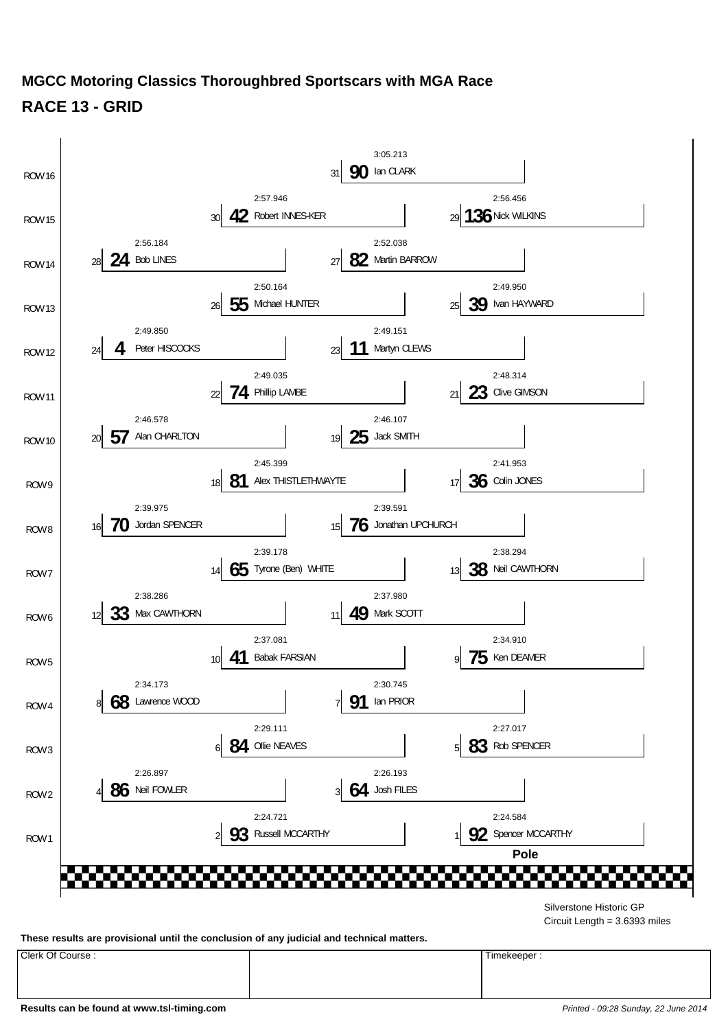# MGCC Motoring Classics Thoroughbred Sportscars with MGA Race

## RACE 13 - GRID

| Row | Position | No. | Driver | Time |
|---|---|---|---|---|
| ROW 16 | 31 | 90 | Ian CLARK | 3:05.213 |
| ROW 15 | 30 | 42 | Robert INNES-KER | 2:57.946 |
| ROW 15 | 29 | 136 | Nick WILKINS | 2:56.456 |
| ROW 14 | 28 | 24 | Bob LINES | 2:56.184 |
| ROW 14 | 27 | 82 | Martin BARROW | 2:52.038 |
| ROW 13 | 26 | 55 | Michael HUNTER | 2:50.164 |
| ROW 13 | 25 | 39 | Ivan HAYWARD | 2:49.950 |
| ROW 12 | 24 | 4 | Peter HISCOCKS | 2:49.850 |
| ROW 12 | 23 | 11 | Martyn CLEWS | 2:49.151 |
| ROW 11 | 22 | 74 | Phillip LAMBE | 2:49.035 |
| ROW 11 | 21 | 23 | Clive GIMSON | 2:48.314 |
| ROW 10 | 20 | 57 | Alan CHARLTON | 2:46.578 |
| ROW 10 | 19 | 25 | Jack SMITH | 2:46.107 |
| ROW 9 | 18 | 81 | Alex THISTLETHWAYTE | 2:45.399 |
| ROW 9 | 17 | 36 | Colin JONES | 2:41.953 |
| ROW 8 | 16 | 70 | Jordan SPENCER | 2:39.975 |
| ROW 8 | 15 | 76 | Jonathan UPCHURCH | 2:39.591 |
| ROW 7 | 14 | 65 | Tyrone (Ben) WHITE | 2:39.178 |
| ROW 7 | 13 | 38 | Neil CAWTHORN | 2:38.294 |
| ROW 6 | 12 | 33 | Max CAWTHORN | 2:38.286 |
| ROW 6 | 11 | 49 | Mark SCOTT | 2:37.980 |
| ROW 5 | 10 | 41 | Babak FARSIAN | 2:37.081 |
| ROW 5 | 9 | 75 | Ken DEAMER | 2:34.910 |
| ROW 4 | 8 | 68 | Lawrence WOOD | 2:34.173 |
| ROW 4 | 7 | 91 | Ian PRIOR | 2:30.745 |
| ROW 3 | 6 | 84 | Ollie NEAVES | 2:29.111 |
| ROW 3 | 5 | 83 | Rob SPENCER | 2:27.017 |
| ROW 2 | 4 | 86 | Neil FOWLER | 2:26.897 |
| ROW 2 | 3 | 64 | Josh FILES | 2:26.193 |
| ROW 1 | 2 | 93 | Russell MCCARTHY | 2:24.721 |
| ROW 1 | 1 | 92 | Spencer MCCARTHY | 2:24.584 |

**Pole**

Silverstone Historic GP
Circuit Length = 3.6393 miles

**These results are provisional until the conclusion of any judicial and technical matters.**

| Clerk Of Course : | | Timekeeper : |
|---|---|---|
| | | |

**Results can be found at www.tsl-timing.com**

*Printed - 09:28 Sunday, 22 June 2014*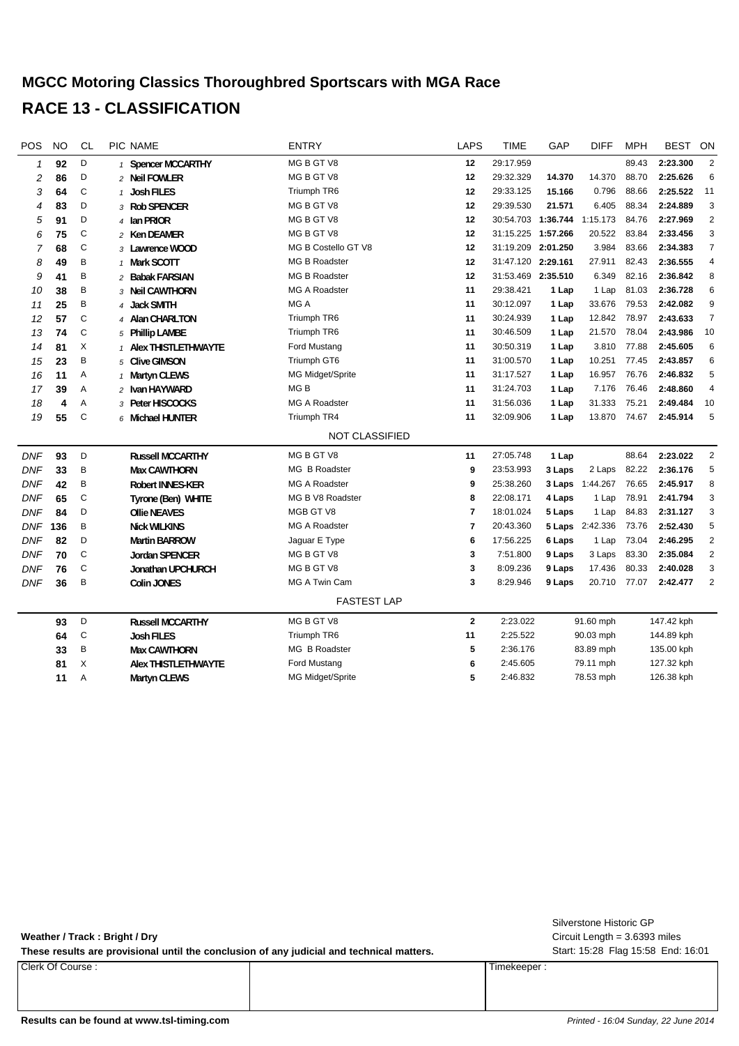# MGCC Motoring Classics Thoroughbred Sportscars with MGA Race

# RACE 13 - CLASSIFICATION

| POS | NO | CL | PIC | NAME | ENTRY | LAPS | TIME | GAP | DIFF | MPH | BEST | ON |
|---|---|---|---|---|---|---|---|---|---|---|---|---|
| 1 | **92** | D | 1 | **Spencer MCCARTHY** | MG B GT V8 | **12** | 29:17.959 | | | 89.43 | **2:23.300** | 2 |
| 2 | **86** | D | 2 | **Neil FOWLER** | MG B GT V8 | **12** | 29:32.329 | **14.370** | 14.370 | 88.70 | **2:25.626** | 6 |
| 3 | **64** | C | 1 | **Josh FILES** | Triumph TR6 | **12** | 29:33.125 | **15.166** | 0.796 | 88.66 | **2:25.522** | 11 |
| 4 | **83** | D | 3 | **Rob SPENCER** | MG B GT V8 | **12** | 29:39.530 | **21.571** | 6.405 | 88.34 | **2:24.889** | 3 |
| 5 | **91** | D | 4 | **Ian PRIOR** | MG B GT V8 | **12** | 30:54.703 | **1:36.744** | 1:15.173 | 84.76 | **2:27.969** | 2 |
| 6 | **75** | C | 2 | **Ken DEAMER** | MG B GT V8 | **12** | 31:15.225 | **1:57.266** | 20.522 | 83.84 | **2:33.456** | 3 |
| 7 | **68** | C | 3 | **Lawrence WOOD** | MG B Costello GT V8 | **12** | 31:19.209 | **2:01.250** | 3.984 | 83.66 | **2:34.383** | 7 |
| 8 | **49** | B | 1 | **Mark SCOTT** | MG B Roadster | **12** | 31:47.120 | **2:29.161** | 27.911 | 82.43 | **2:36.555** | 4 |
| 9 | **41** | B | 2 | **Babak FARSIAN** | MG B Roadster | **12** | 31:53.469 | **2:35.510** | 6.349 | 82.16 | **2:36.842** | 8 |
| 10 | **38** | B | 3 | **Neil CAWTHORN** | MG A Roadster | **11** | 29:38.421 | **1 Lap** | 1 Lap | 81.03 | **2:36.728** | 6 |
| 11 | **25** | B | 4 | **Jack SMITH** | MG A | **11** | 30:12.097 | **1 Lap** | 33.676 | 79.53 | **2:42.082** | 9 |
| 12 | **57** | C | 4 | **Alan CHARLTON** | Triumph TR6 | **11** | 30:24.939 | **1 Lap** | 12.842 | 78.97 | **2:43.633** | 7 |
| 13 | **74** | C | 5 | **Phillip LAMBE** | Triumph TR6 | **11** | 30:46.509 | **1 Lap** | 21.570 | 78.04 | **2:43.986** | 10 |
| 14 | **81** | X | 1 | **Alex THISTLETHWAYTE** | Ford Mustang | **11** | 30:50.319 | **1 Lap** | 3.810 | 77.88 | **2:45.605** | 6 |
| 15 | **23** | B | 5 | **Clive GIMSON** | Triumph GT6 | **11** | 31:00.570 | **1 Lap** | 10.251 | 77.45 | **2:43.857** | 6 |
| 16 | **11** | A | 1 | **Martyn CLEWS** | MG Midget/Sprite | **11** | 31:17.527 | **1 Lap** | 16.957 | 76.76 | **2:46.832** | 5 |
| 17 | **39** | A | 2 | **Ivan HAYWARD** | MG B | **11** | 31:24.703 | **1 Lap** | 7.176 | 76.46 | **2:48.860** | 4 |
| 18 | **4** | A | 3 | **Peter HISCOCKS** | MG A Roadster | **11** | 31:56.036 | **1 Lap** | 31.333 | 75.21 | **2:49.484** | 10 |
| 19 | **55** | C | 6 | **Michael HUNTER** | Triumph TR4 | **11** | 32:09.906 | **1 Lap** | 13.870 | 74.67 | **2:45.914** | 5 |

NOT CLASSIFIED

| POS | NO | CL | PIC | NAME | ENTRY | LAPS | TIME | GAP | DIFF | MPH | BEST | ON |
|---|---|---|---|---|---|---|---|---|---|---|---|---|
| DNF | **93** | D | | **Russell MCCARTHY** | MG B GT V8 | **11** | 27:05.748 | **1 Lap** | | 88.64 | **2:23.022** | 2 |
| DNF | **33** | B | | **Max CAWTHORN** | MG B Roadster | **9** | 23:53.993 | **3 Laps** | 2 Laps | 82.22 | **2:36.176** | 5 |
| DNF | **42** | B | | **Robert INNES-KER** | MG A Roadster | **9** | 25:38.260 | **3 Laps** | 1:44.267 | 76.65 | **2:45.917** | 8 |
| DNF | **65** | C | | **Tyrone (Ben) WHITE** | MG B V8 Roadster | **8** | 22:08.171 | **4 Laps** | 1 Lap | 78.91 | **2:41.794** | 3 |
| DNF | **84** | D | | **Ollie NEAVES** | MGB GT V8 | **7** | 18:01.024 | **5 Laps** | 1 Lap | 84.83 | **2:31.127** | 3 |
| DNF | **136** | B | | **Nick WILKINS** | MG A Roadster | **7** | 20:43.360 | **5 Laps** | 2:42.336 | 73.76 | **2:52.430** | 5 |
| DNF | **82** | D | | **Martin BARROW** | Jaguar E Type | **6** | 17:56.225 | **6 Laps** | 1 Lap | 73.04 | **2:46.295** | 2 |
| DNF | **70** | C | | **Jordan SPENCER** | MG B GT V8 | **3** | 7:51.800 | **9 Laps** | 3 Laps | 83.30 | **2:35.084** | 2 |
| DNF | **76** | C | | **Jonathan UPCHURCH** | MG B GT V8 | **3** | 8:09.236 | **9 Laps** | 17.436 | 80.33 | **2:40.028** | 3 |
| DNF | **36** | B | | **Colin JONES** | MG A Twin Cam | **3** | 8:29.946 | **9 Laps** | 20.710 | 77.07 | **2:42.477** | 2 |

FASTEST LAP

| NO | CL | NAME | ENTRY | LAP | TIME | MPH | KPH |
|---|---|---|---|---|---|---|---|
| **93** | D | **Russell MCCARTHY** | MG B GT V8 | **2** | 2:23.022 | 91.60 mph | 147.42 kph |
| **64** | C | **Josh FILES** | Triumph TR6 | **11** | 2:25.522 | 90.03 mph | 144.89 kph |
| **33** | B | **Max CAWTHORN** | MG B Roadster | **5** | 2:36.176 | 83.89 mph | 135.00 kph |
| **81** | X | **Alex THISTLETHWAYTE** | Ford Mustang | **6** | 2:45.605 | 79.11 mph | 127.32 kph |
| **11** | A | **Martyn CLEWS** | MG Midget/Sprite | **5** | 2:46.832 | 78.53 mph | 126.38 kph |

Silverstone Historic GP
Circuit Length = 3.6393 miles
Start: 15:28 Flag 15:58 End: 16:01

**Weather / Track : Bright / Dry**

**These results are provisional until the conclusion of any judicial and technical matters.**

| Clerk Of Course : | | Timekeeper : |
|---|---|---|

**Results can be found at www.tsl-timing.com**

*Printed - 16:04 Sunday, 22 June 2014*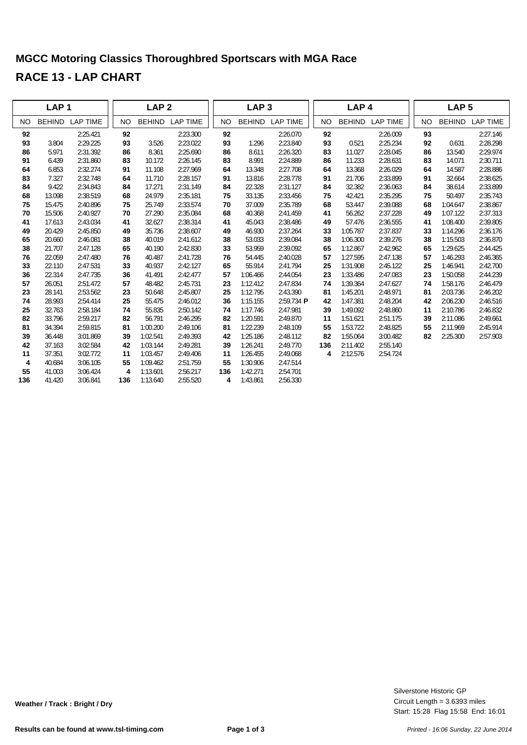# MGCC Motoring Classics Thoroughbred Sportscars with MGA Race

## RACE 13 - LAP CHART

| LAP 1 | | | LAP 2 | | | LAP 3 | | | LAP 4 | | | LAP 5 | | |
|---|---|---|---|---|---|---|---|---|---|---|---|---|---|---|
| NO | BEHIND | LAP TIME | NO | BEHIND | LAP TIME | NO | BEHIND | LAP TIME | NO | BEHIND | LAP TIME | NO | BEHIND | LAP TIME |
| **92** | | 2:25.421 | **92** | | 2:23.300 | **92** | | 2:26.070 | **92** | | 2:26.009 | **93** | | 2:27.146 |
| **93** | 3.804 | 2:29.225 | **93** | 3.526 | 2:23.022 | **93** | 1.296 | 2:23.840 | **93** | 0.521 | 2:25.234 | **92** | 0.631 | 2:28.298 |
| **86** | 5.971 | 2:31.392 | **86** | 8.361 | 2:25.690 | **86** | 8.611 | 2:26.320 | **83** | 11.027 | 2:28.045 | **86** | 13.540 | 2:29.974 |
| **91** | 6.439 | 2:31.860 | **83** | 10.172 | 2:26.145 | **83** | 8.991 | 2:24.889 | **86** | 11.233 | 2:28.631 | **83** | 14.071 | 2:30.711 |
| **64** | 6.853 | 2:32.274 | **91** | 11.108 | 2:27.969 | **64** | 13.348 | 2:27.708 | **64** | 13.368 | 2:26.029 | **64** | 14.587 | 2:28.886 |
| **83** | 7.327 | 2:32.748 | **64** | 11.710 | 2:28.157 | **91** | 13.816 | 2:28.778 | **91** | 21.706 | 2:33.899 | **91** | 32.664 | 2:38.625 |
| **84** | 9.422 | 2:34.843 | **84** | 17.271 | 2:31.149 | **84** | 22.328 | 2:31.127 | **84** | 32.382 | 2:36.063 | **84** | 38.614 | 2:33.899 |
| **68** | 13.098 | 2:38.519 | **68** | 24.979 | 2:35.181 | **75** | 33.135 | 2:33.456 | **75** | 42.421 | 2:35.295 | **75** | 50.497 | 2:35.743 |
| **75** | 15.475 | 2:40.896 | **75** | 25.749 | 2:33.574 | **70** | 37.009 | 2:35.789 | **68** | 53.447 | 2:39.088 | **68** | 1:04.647 | 2:38.867 |
| **70** | 15.506 | 2:40.927 | **70** | 27.290 | 2:35.084 | **68** | 40.368 | 2:41.459 | **41** | 56.262 | 2:37.228 | **49** | 1:07.122 | 2:37.313 |
| **41** | 17.613 | 2:43.034 | **41** | 32.627 | 2:38.314 | **41** | 45.043 | 2:38.486 | **49** | 57.476 | 2:36.555 | **41** | 1:08.400 | 2:39.805 |
| **49** | 20.429 | 2:45.850 | **49** | 35.736 | 2:38.607 | **49** | 46.930 | 2:37.264 | **33** | 1:05.787 | 2:37.837 | **33** | 1:14.296 | 2:36.176 |
| **65** | 20.660 | 2:46.081 | **38** | 40.019 | 2:41.612 | **38** | 53.033 | 2:39.084 | **38** | 1:06.300 | 2:39.276 | **38** | 1:15.503 | 2:36.870 |
| **38** | 21.707 | 2:47.128 | **65** | 40.190 | 2:42.830 | **33** | 53.959 | 2:39.092 | **65** | 1:12.867 | 2:42.962 | **65** | 1:29.625 | 2:44.425 |
| **76** | 22.059 | 2:47.480 | **76** | 40.487 | 2:41.728 | **76** | 54.445 | 2:40.028 | **57** | 1:27.595 | 2:47.138 | **57** | 1:46.293 | 2:46.365 |
| **33** | 22.110 | 2:47.531 | **33** | 40.937 | 2:42.127 | **65** | 55.914 | 2:41.794 | **25** | 1:31.908 | 2:45.122 | **25** | 1:46.941 | 2:42.700 |
| **36** | 22.314 | 2:47.735 | **36** | 41.491 | 2:42.477 | **57** | 1:06.466 | 2:44.054 | **23** | 1:33.486 | 2:47.083 | **23** | 1:50.058 | 2:44.239 |
| **57** | 26.051 | 2:51.472 | **57** | 48.482 | 2:45.731 | **23** | 1:12.412 | 2:47.834 | **74** | 1:39.364 | 2:47.627 | **74** | 1:58.176 | 2:46.479 |
| **23** | 28.141 | 2:53.562 | **23** | 50.648 | 2:45.807 | **25** | 1:12.795 | 2:43.390 | **81** | 1:45.201 | 2:48.971 | **81** | 2:03.736 | 2:46.202 |
| **74** | 28.993 | 2:54.414 | **25** | 55.475 | 2:46.012 | **36** | 1:15.155 | 2:59.734 **P** | **42** | 1:47.381 | 2:48.204 | **42** | 2:06.230 | 2:46.516 |
| **25** | 32.763 | 2:58.184 | **74** | 55.835 | 2:50.142 | **74** | 1:17.746 | 2:47.981 | **39** | 1:49.092 | 2:48.860 | **11** | 2:10.786 | 2:46.832 |
| **82** | 33.796 | 2:59.217 | **82** | 56.791 | 2:46.295 | **82** | 1:20.591 | 2:49.870 | **11** | 1:51.621 | 2:51.175 | **39** | 2:11.086 | 2:49.661 |
| **81** | 34.394 | 2:59.815 | **81** | 1:00.200 | 2:49.106 | **81** | 1:22.239 | 2:48.109 | **55** | 1:53.722 | 2:48.825 | **55** | 2:11.969 | 2:45.914 |
| **39** | 36.448 | 3:01.869 | **39** | 1:02.541 | 2:49.393 | **42** | 1:25.186 | 2:48.112 | **82** | 1:55.064 | 3:00.482 | **82** | 2:25.300 | 2:57.903 |
| **42** | 37.163 | 3:02.584 | **42** | 1:03.144 | 2:49.281 | **39** | 1:26.241 | 2:49.770 | **136** | 2:11.402 | 2:55.140 | | | |
| **11** | 37.351 | 3:02.772 | **11** | 1:03.457 | 2:49.406 | **11** | 1:26.455 | 2:49.068 | **4** | 2:12.576 | 2:54.724 | | | |
| **4** | 40.684 | 3:06.105 | **55** | 1:09.462 | 2:51.759 | **55** | 1:30.906 | 2:47.514 | | | | | | |
| **55** | 41.003 | 3:06.424 | **4** | 1:13.601 | 2:56.217 | **136** | 1:42.271 | 2:54.701 | | | | | | |
| **136** | 41.420 | 3:06.841 | **136** | 1:13.640 | 2:55.520 | **4** | 1:43.861 | 2:56.330 | | | | | | |

**Weather / Track : Bright / Dry**

Silverstone Historic GP
Circuit Length = 3.6393 miles
Start: 15:28 Flag 15:58 End: 16:01

**Results can be found at www.tsl-timing.com**

*Printed - 16:06 Sunday, 22 June 2014*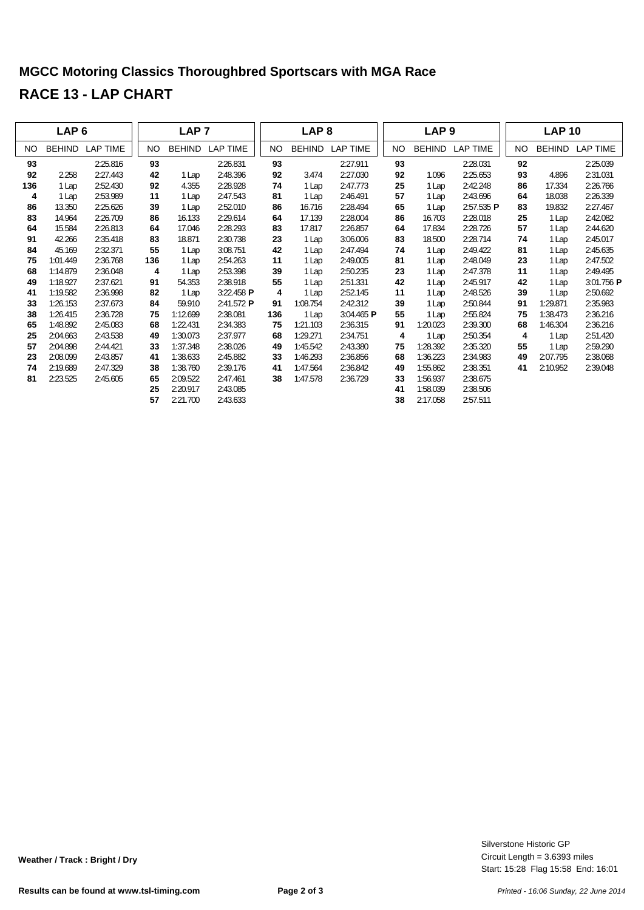# MGCC Motoring Classics Thoroughbred Sportscars with MGA Race

## RACE 13 - LAP CHART

| LAP 6 | | | LAP 7 | | | LAP 8 | | | LAP 9 | | | LAP 10 | | |
|---|---|---|---|---|---|---|---|---|---|---|---|---|---|---|
| NO | BEHIND | LAP TIME | NO | BEHIND | LAP TIME | NO | BEHIND | LAP TIME | NO | BEHIND | LAP TIME | NO | BEHIND | LAP TIME |
| **93** | | 2:25.816 | **93** | | 2:26.831 | **93** | | 2:27.911 | **93** | | 2:28.031 | **92** | | 2:25.039 |
| **92** | 2.258 | 2:27.443 | **42** | 1 Lap | 2:48.396 | **92** | 3.474 | 2:27.030 | **92** | 1.096 | 2:25.653 | **93** | 4.896 | 2:31.031 |
| **136** | 1 Lap | 2:52.430 | **92** | 4.355 | 2:28.928 | **74** | 1 Lap | 2:47.773 | **25** | 1 Lap | 2:42.248 | **86** | 17.334 | 2:26.766 |
| **4** | 1 Lap | 2:53.989 | **11** | 1 Lap | 2:47.543 | **81** | 1 Lap | 2:46.491 | **57** | 1 Lap | 2:43.696 | **64** | 18.038 | 2:26.339 |
| **86** | 13.350 | 2:25.626 | **39** | 1 Lap | 2:52.010 | **86** | 16.716 | 2:28.494 | **65** | 1 Lap | 2:57.535 **P** | **83** | 19.832 | 2:27.467 |
| **83** | 14.964 | 2:26.709 | **86** | 16.133 | 2:29.614 | **64** | 17.139 | 2:28.004 | **86** | 16.703 | 2:28.018 | **25** | 1 Lap | 2:42.082 |
| **64** | 15.584 | 2:26.813 | **64** | 17.046 | 2:28.293 | **83** | 17.817 | 2:26.857 | **64** | 17.834 | 2:28.726 | **57** | 1 Lap | 2:44.620 |
| **91** | 42.266 | 2:35.418 | **83** | 18.871 | 2:30.738 | **23** | 1 Lap | 3:06.006 | **83** | 18.500 | 2:28.714 | **74** | 1 Lap | 2:45.017 |
| **84** | 45.169 | 2:32.371 | **55** | 1 Lap | 3:08.751 | **42** | 1 Lap | 2:47.494 | **74** | 1 Lap | 2:49.422 | **81** | 1 Lap | 2:45.635 |
| **75** | 1:01.449 | 2:36.768 | **136** | 1 Lap | 2:54.263 | **11** | 1 Lap | 2:49.005 | **81** | 1 Lap | 2:48.049 | **23** | 1 Lap | 2:47.502 |
| **68** | 1:14.879 | 2:36.048 | **4** | 1 Lap | 2:53.398 | **39** | 1 Lap | 2:50.235 | **23** | 1 Lap | 2:47.378 | **11** | 1 Lap | 2:49.495 |
| **49** | 1:18.927 | 2:37.621 | **91** | 54.353 | 2:38.918 | **55** | 1 Lap | 2:51.331 | **42** | 1 Lap | 2:45.917 | **42** | 1 Lap | 3:01.756 **P** |
| **41** | 1:19.582 | 2:36.998 | **82** | 1 Lap | 3:22.458 **P** | **4** | 1 Lap | 2:52.145 | **11** | 1 Lap | 2:48.526 | **39** | 1 Lap | 2:50.692 |
| **33** | 1:26.153 | 2:37.673 | **84** | 59.910 | 2:41.572 **P** | **91** | 1:08.754 | 2:42.312 | **39** | 1 Lap | 2:50.844 | **91** | 1:29.871 | 2:35.983 |
| **38** | 1:26.415 | 2:36.728 | **75** | 1:12.699 | 2:38.081 | **136** | 1 Lap | 3:04.465 **P** | **55** | 1 Lap | 2:55.824 | **75** | 1:38.473 | 2:36.216 |
| **65** | 1:48.892 | 2:45.083 | **68** | 1:22.431 | 2:34.383 | **75** | 1:21.103 | 2:36.315 | **91** | 1:20.023 | 2:39.300 | **68** | 1:46.304 | 2:36.216 |
| **25** | 2:04.663 | 2:43.538 | **49** | 1:30.073 | 2:37.977 | **68** | 1:29.271 | 2:34.751 | **4** | 1 Lap | 2:50.354 | **4** | 1 Lap | 2:51.420 |
| **57** | 2:04.898 | 2:44.421 | **33** | 1:37.348 | 2:38.026 | **49** | 1:45.542 | 2:43.380 | **75** | 1:28.392 | 2:35.320 | **55** | 1 Lap | 2:59.290 |
| **23** | 2:08.099 | 2:43.857 | **41** | 1:38.633 | 2:45.882 | **33** | 1:46.293 | 2:36.856 | **68** | 1:36.223 | 2:34.983 | **49** | 2:07.795 | 2:38.068 |
| **74** | 2:19.689 | 2:47.329 | **38** | 1:38.760 | 2:39.176 | **41** | 1:47.564 | 2:36.842 | **49** | 1:55.862 | 2:38.351 | **41** | 2:10.952 | 2:39.048 |
| **81** | 2:23.525 | 2:45.605 | **65** | 2:09.522 | 2:47.461 | **38** | 1:47.578 | 2:36.729 | **33** | 1:56.937 | 2:38.675 | | | |
| | | | **25** | 2:20.917 | 2:43.085 | | | | **41** | 1:58.039 | 2:38.506 | | | |
| | | | **57** | 2:21.700 | 2:43.633 | | | | **38** | 2:17.058 | 2:57.511 | | | |

**Weather / Track : Bright / Dry**

Silverstone Historic GP
Circuit Length = 3.6393 miles
Start: 15:28 Flag 15:58 End: 16:01

**Results can be found at www.tsl-timing.com**

*Printed - 16:06 Sunday, 22 June 2014*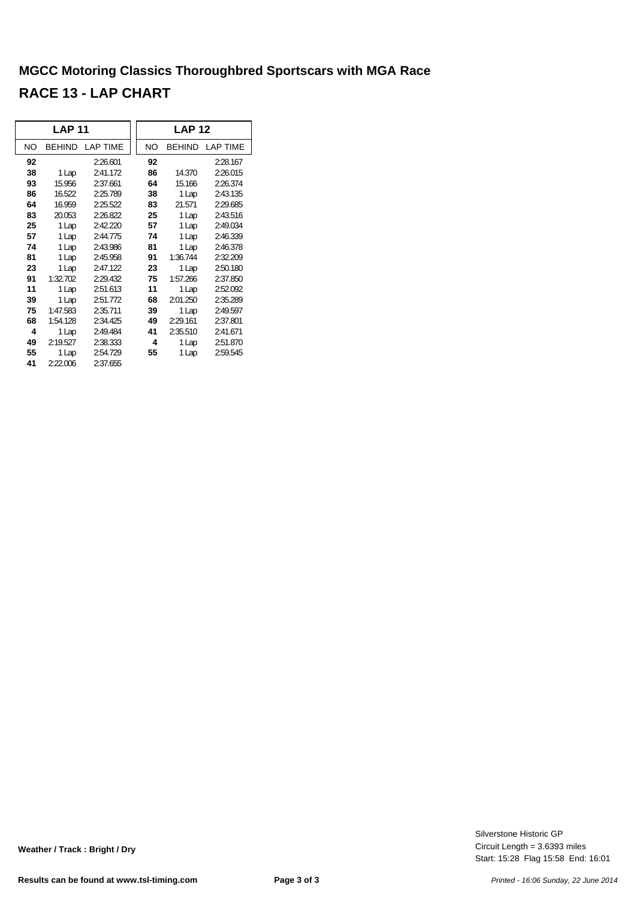## MGCC Motoring Classics Thoroughbred Sportscars with MGA Race

# RACE 13 - LAP CHART

| LAP 11 | | | LAP 12 | | |
|---|---|---|---|---|---|
| NO | BEHIND | LAP TIME | NO | BEHIND | LAP TIME |
| **92** | | 2:26.601 | **92** | | 2:28.167 |
| **38** | 1 Lap | 2:41.172 | **86** | 14.370 | 2:26.015 |
| **93** | 15.956 | 2:37.661 | **64** | 15.166 | 2:26.374 |
| **86** | 16.522 | 2:25.789 | **38** | 1 Lap | 2:43.135 |
| **64** | 16.959 | 2:25.522 | **83** | 21.571 | 2:29.685 |
| **83** | 20.053 | 2:26.822 | **25** | 1 Lap | 2:43.516 |
| **25** | 1 Lap | 2:42.220 | **57** | 1 Lap | 2:49.034 |
| **57** | 1 Lap | 2:44.775 | **74** | 1 Lap | 2:46.339 |
| **74** | 1 Lap | 2:43.986 | **81** | 1 Lap | 2:46.378 |
| **81** | 1 Lap | 2:45.958 | **91** | 1:36.744 | 2:32.209 |
| **23** | 1 Lap | 2:47.122 | **23** | 1 Lap | 2:50.180 |
| **91** | 1:32.702 | 2:29.432 | **75** | 1:57.266 | 2:37.850 |
| **11** | 1 Lap | 2:51.613 | **11** | 1 Lap | 2:52.092 |
| **39** | 1 Lap | 2:51.772 | **68** | 2:01.250 | 2:35.289 |
| **75** | 1:47.583 | 2:35.711 | **39** | 1 Lap | 2:49.597 |
| **68** | 1:54.128 | 2:34.425 | **49** | 2:29.161 | 2:37.801 |
| **4** | 1 Lap | 2:49.484 | **41** | 2:35.510 | 2:41.671 |
| **49** | 2:19.527 | 2:38.333 | **4** | 1 Lap | 2:51.870 |
| **55** | 1 Lap | 2:54.729 | **55** | 1 Lap | 2:59.545 |
| **41** | 2:22.006 | 2:37.655 | | | |

**Weather / Track : Bright / Dry**

Silverstone Historic GP
Circuit Length = 3.6393 miles
Start: 15:28 Flag 15:58 End: 16:01

**Results can be found at www.tsl-timing.com**

*Printed - 16:06 Sunday, 22 June 2014*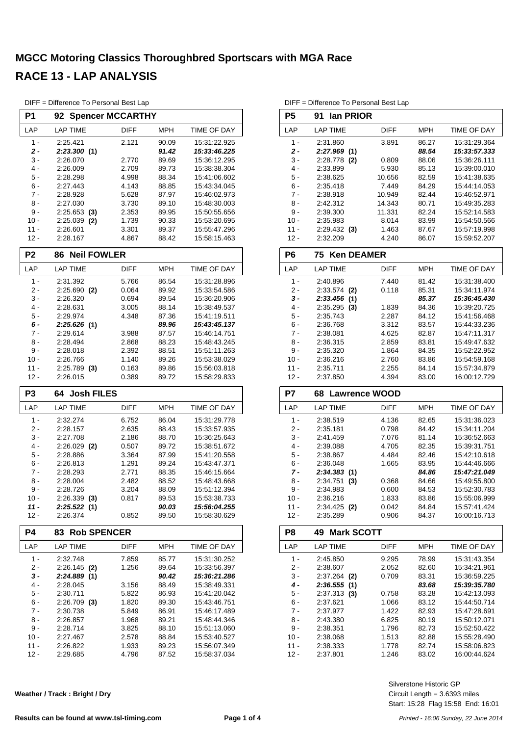# MGCC Motoring Classics Thoroughbred Sportscars with MGA Race

# RACE 13 - LAP ANALYSIS

DIFF = Difference To Personal Best Lap

## P1 92 Spencer MCCARTHY

| LAP | LAP TIME | DIFF | MPH | TIME OF DAY |
|---|---|---|---|---|
| 1 - | 2:25.421 | 2.121 | 90.09 | 15:31:22.925 |
| ***2 -*** | ***2:23.300 (1)*** | | ***91.42*** | ***15:33:46.225*** |
| 3 - | 2:26.070 | 2.770 | 89.69 | 15:36:12.295 |
| 4 - | 2:26.009 | 2.709 | 89.73 | 15:38:38.304 |
| 5 - | 2:28.298 | 4.998 | 88.34 | 15:41:06.602 |
| 6 - | 2:27.443 | 4.143 | 88.85 | 15:43:34.045 |
| 7 - | 2:28.928 | 5.628 | 87.97 | 15:46:02.973 |
| 8 - | 2:27.030 | 3.730 | 89.10 | 15:48:30.003 |
| 9 - | 2:25.653 **(3)** | 2.353 | 89.95 | 15:50:55.656 |
| 10 - | 2:25.039 **(2)** | 1.739 | 90.33 | 15:53:20.695 |
| 11 - | 2:26.601 | 3.301 | 89.37 | 15:55:47.296 |
| 12 - | 2:28.167 | 4.867 | 88.42 | 15:58:15.463 |

## P2 86 Neil FOWLER

| LAP | LAP TIME | DIFF | MPH | TIME OF DAY |
|---|---|---|---|---|
| 1 - | 2:31.392 | 5.766 | 86.54 | 15:31:28.896 |
| 2 - | 2:25.690 **(2)** | 0.064 | 89.92 | 15:33:54.586 |
| 3 - | 2:26.320 | 0.694 | 89.54 | 15:36:20.906 |
| 4 - | 2:28.631 | 3.005 | 88.14 | 15:38:49.537 |
| 5 - | 2:29.974 | 4.348 | 87.36 | 15:41:19.511 |
| ***6 -*** | ***2:25.626 (1)*** | | ***89.96*** | ***15:43:45.137*** |
| 7 - | 2:29.614 | 3.988 | 87.57 | 15:46:14.751 |
| 8 - | 2:28.494 | 2.868 | 88.23 | 15:48:43.245 |
| 9 - | 2:28.018 | 2.392 | 88.51 | 15:51:11.263 |
| 10 - | 2:26.766 | 1.140 | 89.26 | 15:53:38.029 |
| 11 - | 2:25.789 **(3)** | 0.163 | 89.86 | 15:56:03.818 |
| 12 - | 2:26.015 | 0.389 | 89.72 | 15:58:29.833 |

## P3 64 Josh FILES

| LAP | LAP TIME | DIFF | MPH | TIME OF DAY |
|---|---|---|---|---|
| 1 - | 2:32.274 | 6.752 | 86.04 | 15:31:29.778 |
| 2 - | 2:28.157 | 2.635 | 88.43 | 15:33:57.935 |
| 3 - | 2:27.708 | 2.186 | 88.70 | 15:36:25.643 |
| 4 - | 2:26.029 **(2)** | 0.507 | 89.72 | 15:38:51.672 |
| 5 - | 2:28.886 | 3.364 | 87.99 | 15:41:20.558 |
| 6 - | 2:26.813 | 1.291 | 89.24 | 15:43:47.371 |
| 7 - | 2:28.293 | 2.771 | 88.35 | 15:46:15.664 |
| 8 - | 2:28.004 | 2.482 | 88.52 | 15:48:43.668 |
| 9 - | 2:28.726 | 3.204 | 88.09 | 15:51:12.394 |
| 10 - | 2:26.339 **(3)** | 0.817 | 89.53 | 15:53:38.733 |
| ***11 -*** | ***2:25.522 (1)*** | | ***90.03*** | ***15:56:04.255*** |
| 12 - | 2:26.374 | 0.852 | 89.50 | 15:58:30.629 |

## P4 83 Rob SPENCER

| LAP | LAP TIME | DIFF | MPH | TIME OF DAY |
|---|---|---|---|---|
| 1 - | 2:32.748 | 7.859 | 85.77 | 15:31:30.252 |
| 2 - | 2:26.145 **(2)** | 1.256 | 89.64 | 15:33:56.397 |
| ***3 -*** | ***2:24.889 (1)*** | | ***90.42*** | ***15:36:21.286*** |
| 4 - | 2:28.045 | 3.156 | 88.49 | 15:38:49.331 |
| 5 - | 2:30.711 | 5.822 | 86.93 | 15:41:20.042 |
| 6 - | 2:26.709 **(3)** | 1.820 | 89.30 | 15:43:46.751 |
| 7 - | 2:30.738 | 5.849 | 86.91 | 15:46:17.489 |
| 8 - | 2:26.857 | 1.968 | 89.21 | 15:48:44.346 |
| 9 - | 2:28.714 | 3.825 | 88.10 | 15:51:13.060 |
| 10 - | 2:27.467 | 2.578 | 88.84 | 15:53:40.527 |
| 11 - | 2:26.822 | 1.933 | 89.23 | 15:56:07.349 |
| 12 - | 2:29.685 | 4.796 | 87.52 | 15:58:37.034 |

## P5 91 Ian PRIOR

| LAP | LAP TIME | DIFF | MPH | TIME OF DAY |
|---|---|---|---|---|
| 1 - | 2:31.860 | 3.891 | 86.27 | 15:31:29.364 |
| ***2 -*** | ***2:27.969 (1)*** | | ***88.54*** | ***15:33:57.333*** |
| 3 - | 2:28.778 **(2)** | 0.809 | 88.06 | 15:36:26.111 |
| 4 - | 2:33.899 | 5.930 | 85.13 | 15:39:00.010 |
| 5 - | 2:38.625 | 10.656 | 82.59 | 15:41:38.635 |
| 6 - | 2:35.418 | 7.449 | 84.29 | 15:44:14.053 |
| 7 - | 2:38.918 | 10.949 | 82.44 | 15:46:52.971 |
| 8 - | 2:42.312 | 14.343 | 80.71 | 15:49:35.283 |
| 9 - | 2:39.300 | 11.331 | 82.24 | 15:52:14.583 |
| 10 - | 2:35.983 | 8.014 | 83.99 | 15:54:50.566 |
| 11 - | 2:29.432 **(3)** | 1.463 | 87.67 | 15:57:19.998 |
| 12 - | 2:32.209 | 4.240 | 86.07 | 15:59:52.207 |

## P6 75 Ken DEAMER

| LAP | LAP TIME | DIFF | MPH | TIME OF DAY |
|---|---|---|---|---|
| 1 - | 2:40.896 | 7.440 | 81.42 | 15:31:38.400 |
| 2 - | 2:33.574 **(2)** | 0.118 | 85.31 | 15:34:11.974 |
| ***3 -*** | ***2:33.456 (1)*** | | ***85.37*** | ***15:36:45.430*** |
| 4 - | 2:35.295 **(3)** | 1.839 | 84.36 | 15:39:20.725 |
| 5 - | 2:35.743 | 2.287 | 84.12 | 15:41:56.468 |
| 6 - | 2:36.768 | 3.312 | 83.57 | 15:44:33.236 |
| 7 - | 2:38.081 | 4.625 | 82.87 | 15:47:11.317 |
| 8 - | 2:36.315 | 2.859 | 83.81 | 15:49:47.632 |
| 9 - | 2:35.320 | 1.864 | 84.35 | 15:52:22.952 |
| 10 - | 2:36.216 | 2.760 | 83.86 | 15:54:59.168 |
| 11 - | 2:35.711 | 2.255 | 84.14 | 15:57:34.879 |
| 12 - | 2:37.850 | 4.394 | 83.00 | 16:00:12.729 |

## P7 68 Lawrence WOOD

| LAP | LAP TIME | DIFF | MPH | TIME OF DAY |
|---|---|---|---|---|
| 1 - | 2:38.519 | 4.136 | 82.65 | 15:31:36.023 |
| 2 - | 2:35.181 | 0.798 | 84.42 | 15:34:11.204 |
| 3 - | 2:41.459 | 7.076 | 81.14 | 15:36:52.663 |
| 4 - | 2:39.088 | 4.705 | 82.35 | 15:39:31.751 |
| 5 - | 2:38.867 | 4.484 | 82.46 | 15:42:10.618 |
| 6 - | 2:36.048 | 1.665 | 83.95 | 15:44:46.666 |
| ***7 -*** | ***2:34.383 (1)*** | | ***84.86*** | ***15:47:21.049*** |
| 8 - | 2:34.751 **(3)** | 0.368 | 84.66 | 15:49:55.800 |
| 9 - | 2:34.983 | 0.600 | 84.53 | 15:52:30.783 |
| 10 - | 2:36.216 | 1.833 | 83.86 | 15:55:06.999 |
| 11 - | 2:34.425 **(2)** | 0.042 | 84.84 | 15:57:41.424 |
| 12 - | 2:35.289 | 0.906 | 84.37 | 16:00:16.713 |

## P8 49 Mark SCOTT

| LAP | LAP TIME | DIFF | MPH | TIME OF DAY |
|---|---|---|---|---|
| 1 - | 2:45.850 | 9.295 | 78.99 | 15:31:43.354 |
| 2 - | 2:38.607 | 2.052 | 82.60 | 15:34:21.961 |
| 3 - | 2:37.264 **(2)** | 0.709 | 83.31 | 15:36:59.225 |
| ***4 -*** | ***2:36.555 (1)*** | | ***83.68*** | ***15:39:35.780*** |
| 5 - | 2:37.313 **(3)** | 0.758 | 83.28 | 15:42:13.093 |
| 6 - | 2:37.621 | 1.066 | 83.12 | 15:44:50.714 |
| 7 - | 2:37.977 | 1.422 | 82.93 | 15:47:28.691 |
| 8 - | 2:43.380 | 6.825 | 80.19 | 15:50:12.071 |
| 9 - | 2:38.351 | 1.796 | 82.73 | 15:52:50.422 |
| 10 - | 2:38.068 | 1.513 | 82.88 | 15:55:28.490 |
| 11 - | 2:38.333 | 1.778 | 82.74 | 15:58:06.823 |
| 12 - | 2:37.801 | 1.246 | 83.02 | 16:00:44.624 |

**Weather / Track : Bright / Dry**

Silverstone Historic GP
Circuit Length = 3.6393 miles
Start: 15:28 Flag 15:58 End: 16:01

**Results can be found at www.tsl-timing.com**

*Printed - 16:06 Sunday, 22 June 2014*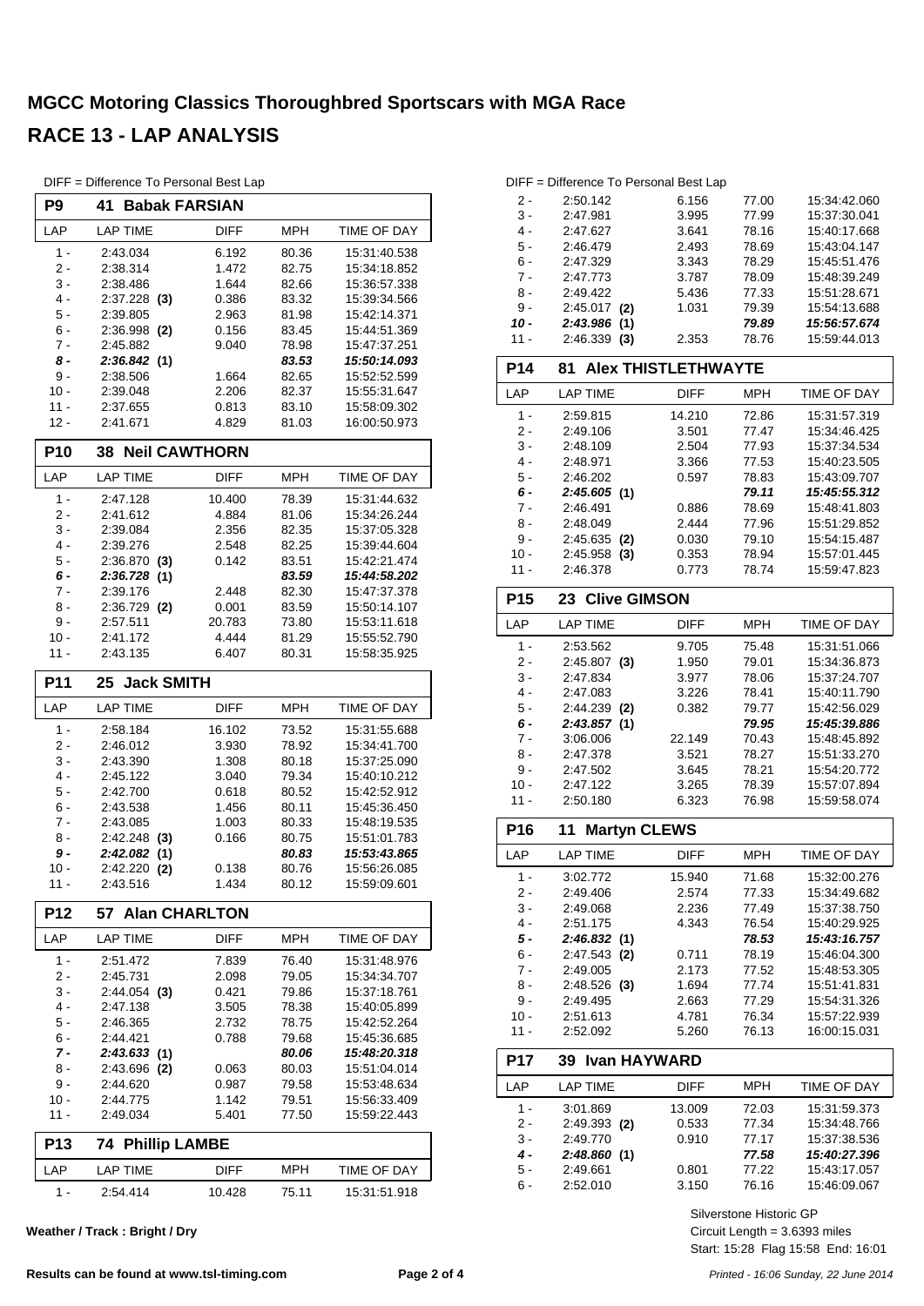# MGCC Motoring Classics Thoroughbred Sportscars with MGA Race

# RACE 13 - LAP ANALYSIS

DIFF = Difference To Personal Best Lap

## P9 41 Babak FARSIAN

| LAP | LAP TIME | DIFF | MPH | TIME OF DAY |
|---|---|---|---|---|
| 1 - | 2:43.034 | 6.192 | 80.36 | 15:31:40.538 |
| 2 - | 2:38.314 | 1.472 | 82.75 | 15:34:18.852 |
| 3 - | 2:38.486 | 1.644 | 82.66 | 15:36:57.338 |
| 4 - | 2:37.228 **(3)** | 0.386 | 83.32 | 15:39:34.566 |
| 5 - | 2:39.805 | 2.963 | 81.98 | 15:42:14.371 |
| 6 - | 2:36.998 **(2)** | 0.156 | 83.45 | 15:44:51.369 |
| 7 - | 2:45.882 | 9.040 | 78.98 | 15:47:37.251 |
| ***8 -*** | ***2:36.842 (1)*** | | ***83.53*** | ***15:50:14.093*** |
| 9 - | 2:38.506 | 1.664 | 82.65 | 15:52:52.599 |
| 10 - | 2:39.048 | 2.206 | 82.37 | 15:55:31.647 |
| 11 - | 2:37.655 | 0.813 | 83.10 | 15:58:09.302 |
| 12 - | 2:41.671 | 4.829 | 81.03 | 16:00:50.973 |

## P10 38 Neil CAWTHORN

| LAP | LAP TIME | DIFF | MPH | TIME OF DAY |
|---|---|---|---|---|
| 1 - | 2:47.128 | 10.400 | 78.39 | 15:31:44.632 |
| 2 - | 2:41.612 | 4.884 | 81.06 | 15:34:26.244 |
| 3 - | 2:39.084 | 2.356 | 82.35 | 15:37:05.328 |
| 4 - | 2:39.276 | 2.548 | 82.25 | 15:39:44.604 |
| 5 - | 2:36.870 **(3)** | 0.142 | 83.51 | 15:42:21.474 |
| ***6 -*** | ***2:36.728 (1)*** | | ***83.59*** | ***15:44:58.202*** |
| 7 - | 2:39.176 | 2.448 | 82.30 | 15:47:37.378 |
| 8 - | 2:36.729 **(2)** | 0.001 | 83.59 | 15:50:14.107 |
| 9 - | 2:57.511 | 20.783 | 73.80 | 15:53:11.618 |
| 10 - | 2:41.172 | 4.444 | 81.29 | 15:55:52.790 |
| 11 - | 2:43.135 | 6.407 | 80.31 | 15:58:35.925 |

## P11 25 Jack SMITH

| LAP | LAP TIME | DIFF | MPH | TIME OF DAY |
|---|---|---|---|---|
| 1 - | 2:58.184 | 16.102 | 73.52 | 15:31:55.688 |
| 2 - | 2:46.012 | 3.930 | 78.92 | 15:34:41.700 |
| 3 - | 2:43.390 | 1.308 | 80.18 | 15:37:25.090 |
| 4 - | 2:45.122 | 3.040 | 79.34 | 15:40:10.212 |
| 5 - | 2:42.700 | 0.618 | 80.52 | 15:42:52.912 |
| 6 - | 2:43.538 | 1.456 | 80.11 | 15:45:36.450 |
| 7 - | 2:43.085 | 1.003 | 80.33 | 15:48:19.535 |
| 8 - | 2:42.248 **(3)** | 0.166 | 80.75 | 15:51:01.783 |
| ***9 -*** | ***2:42.082 (1)*** | | ***80.83*** | ***15:53:43.865*** |
| 10 - | 2:42.220 **(2)** | 0.138 | 80.76 | 15:56:26.085 |
| 11 - | 2:43.516 | 1.434 | 80.12 | 15:59:09.601 |

## P12 57 Alan CHARLTON

| LAP | LAP TIME | DIFF | MPH | TIME OF DAY |
|---|---|---|---|---|
| 1 - | 2:51.472 | 7.839 | 76.40 | 15:31:48.976 |
| 2 - | 2:45.731 | 2.098 | 79.05 | 15:34:34.707 |
| 3 - | 2:44.054 **(3)** | 0.421 | 79.86 | 15:37:18.761 |
| 4 - | 2:47.138 | 3.505 | 78.38 | 15:40:05.899 |
| 5 - | 2:46.365 | 2.732 | 78.75 | 15:42:52.264 |
| 6 - | 2:44.421 | 0.788 | 79.68 | 15:45:36.685 |
| ***7 -*** | ***2:43.633 (1)*** | | ***80.06*** | ***15:48:20.318*** |
| 8 - | 2:43.696 **(2)** | 0.063 | 80.03 | 15:51:04.014 |
| 9 - | 2:44.620 | 0.987 | 79.58 | 15:53:48.634 |
| 10 - | 2:44.775 | 1.142 | 79.51 | 15:56:33.409 |
| 11 - | 2:49.034 | 5.401 | 77.50 | 15:59:22.443 |

## P13 74 Phillip LAMBE

| LAP | LAP TIME | DIFF | MPH | TIME OF DAY |
|---|---|---|---|---|
| 1 - | 2:54.414 | 10.428 | 75.11 | 15:31:51.918 |
| 2 - | 2:50.142 | 6.156 | 77.00 | 15:34:42.060 |
| 3 - | 2:47.981 | 3.995 | 77.99 | 15:37:30.041 |
| 4 - | 2:47.627 | 3.641 | 78.16 | 15:40:17.668 |
| 5 - | 2:46.479 | 2.493 | 78.69 | 15:43:04.147 |
| 6 - | 2:47.329 | 3.343 | 78.29 | 15:45:51.476 |
| 7 - | 2:47.773 | 3.787 | 78.09 | 15:48:39.249 |
| 8 - | 2:49.422 | 5.436 | 77.33 | 15:51:28.671 |
| 9 - | 2:45.017 **(2)** | 1.031 | 79.39 | 15:54:13.688 |
| ***10 -*** | ***2:43.986 (1)*** | | ***79.89*** | ***15:56:57.674*** |
| 11 - | 2:46.339 **(3)** | 2.353 | 78.76 | 15:59:44.013 |

## P14 81 Alex THISTLETHWAYTE

| LAP | LAP TIME | DIFF | MPH | TIME OF DAY |
|---|---|---|---|---|
| 1 - | 2:59.815 | 14.210 | 72.86 | 15:31:57.319 |
| 2 - | 2:49.106 | 3.501 | 77.47 | 15:34:46.425 |
| 3 - | 2:48.109 | 2.504 | 77.93 | 15:37:34.534 |
| 4 - | 2:48.971 | 3.366 | 77.53 | 15:40:23.505 |
| 5 - | 2:46.202 | 0.597 | 78.83 | 15:43:09.707 |
| ***6 -*** | ***2:45.605 (1)*** | | ***79.11*** | ***15:45:55.312*** |
| 7 - | 2:46.491 | 0.886 | 78.69 | 15:48:41.803 |
| 8 - | 2:48.049 | 2.444 | 77.96 | 15:51:29.852 |
| 9 - | 2:45.635 **(2)** | 0.030 | 79.10 | 15:54:15.487 |
| 10 - | 2:45.958 **(3)** | 0.353 | 78.94 | 15:57:01.445 |
| 11 - | 2:46.378 | 0.773 | 78.74 | 15:59:47.823 |

## P15 23 Clive GIMSON

| LAP | LAP TIME | DIFF | MPH | TIME OF DAY |
|---|---|---|---|---|
| 1 - | 2:53.562 | 9.705 | 75.48 | 15:31:51.066 |
| 2 - | 2:45.807 **(3)** | 1.950 | 79.01 | 15:34:36.873 |
| 3 - | 2:47.834 | 3.977 | 78.06 | 15:37:24.707 |
| 4 - | 2:47.083 | 3.226 | 78.41 | 15:40:11.790 |
| 5 - | 2:44.239 **(2)** | 0.382 | 79.77 | 15:42:56.029 |
| ***6 -*** | ***2:43.857 (1)*** | | ***79.95*** | ***15:45:39.886*** |
| 7 - | 3:06.006 | 22.149 | 70.43 | 15:48:45.892 |
| 8 - | 2:47.378 | 3.521 | 78.27 | 15:51:33.270 |
| 9 - | 2:47.502 | 3.645 | 78.21 | 15:54:20.772 |
| 10 - | 2:47.122 | 3.265 | 78.39 | 15:57:07.894 |
| 11 - | 2:50.180 | 6.323 | 76.98 | 15:59:58.074 |

## P16 11 Martyn CLEWS

| LAP | LAP TIME | DIFF | MPH | TIME OF DAY |
|---|---|---|---|---|
| 1 - | 3:02.772 | 15.940 | 71.68 | 15:32:00.276 |
| 2 - | 2:49.406 | 2.574 | 77.33 | 15:34:49.682 |
| 3 - | 2:49.068 | 2.236 | 77.49 | 15:37:38.750 |
| 4 - | 2:51.175 | 4.343 | 76.54 | 15:40:29.925 |
| ***5 -*** | ***2:46.832 (1)*** | | ***78.53*** | ***15:43:16.757*** |
| 6 - | 2:47.543 **(2)** | 0.711 | 78.19 | 15:46:04.300 |
| 7 - | 2:49.005 | 2.173 | 77.52 | 15:48:53.305 |
| 8 - | 2:48.526 **(3)** | 1.694 | 77.74 | 15:51:41.831 |
| 9 - | 2:49.495 | 2.663 | 77.29 | 15:54:31.326 |
| 10 - | 2:51.613 | 4.781 | 76.34 | 15:57:22.939 |
| 11 - | 2:52.092 | 5.260 | 76.13 | 16:00:15.031 |

## P17 39 Ivan HAYWARD

| LAP | LAP TIME | DIFF | MPH | TIME OF DAY |
|---|---|---|---|---|
| 1 - | 3:01.869 | 13.009 | 72.03 | 15:31:59.373 |
| 2 - | 2:49.393 **(2)** | 0.533 | 77.34 | 15:34:48.766 |
| 3 - | 2:49.770 | 0.910 | 77.17 | 15:37:38.536 |
| ***4 -*** | ***2:48.860 (1)*** | | ***77.58*** | ***15:40:27.396*** |
| 5 - | 2:49.661 | 0.801 | 77.22 | 15:43:17.057 |
| 6 - | 2:52.010 | 3.150 | 76.16 | 15:46:09.067 |

Silverstone Historic GP
Circuit Length = 3.6393 miles
Start: 15:28 Flag 15:58 End: 16:01

**Weather / Track : Bright / Dry**

**Results can be found at www.tsl-timing.com**

*Printed - 16:06 Sunday, 22 June 2014*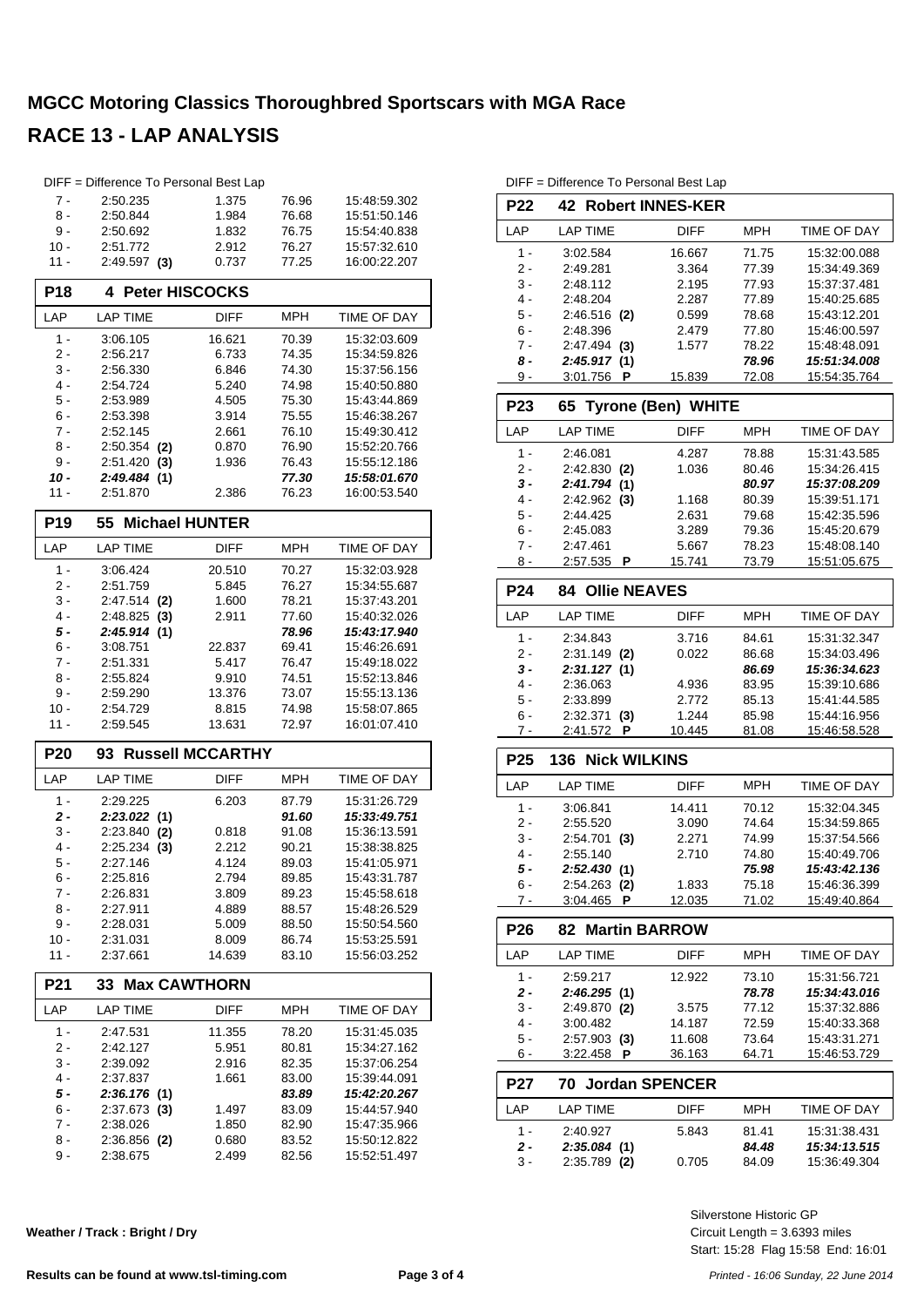# MGCC Motoring Classics Thoroughbred Sportscars with MGA Race

# RACE 13 - LAP ANALYSIS

DIFF = Difference To Personal Best Lap

| LAP | LAP TIME | DIFF | MPH | TIME OF DAY |
|---|---|---|---|---|
| 7 - | 2:50.235 | 1.375 | 76.96 | 15:48:59.302 |
| 8 - | 2:50.844 | 1.984 | 76.68 | 15:51:50.146 |
| 9 - | 2:50.692 | 1.832 | 76.75 | 15:54:40.838 |
| 10 - | 2:51.772 | 2.912 | 76.27 | 15:57:32.610 |
| 11 - | 2:49.597 **(3)** | 0.737 | 77.25 | 16:00:22.207 |

**P18 — 4 Peter HISCOCKS**

| LAP | LAP TIME | DIFF | MPH | TIME OF DAY |
|---|---|---|---|---|
| 1 - | 3:06.105 | 16.621 | 70.39 | 15:32:03.609 |
| 2 - | 2:56.217 | 6.733 | 74.35 | 15:34:59.826 |
| 3 - | 2:56.330 | 6.846 | 74.30 | 15:37:56.156 |
| 4 - | 2:54.724 | 5.240 | 74.98 | 15:40:50.880 |
| 5 - | 2:53.989 | 4.505 | 75.30 | 15:43:44.869 |
| 6 - | 2:53.398 | 3.914 | 75.55 | 15:46:38.267 |
| 7 - | 2:52.145 | 2.661 | 76.10 | 15:49:30.412 |
| 8 - | 2:50.354 **(2)** | 0.870 | 76.90 | 15:52:20.766 |
| 9 - | 2:51.420 **(3)** | 1.936 | 76.43 | 15:55:12.186 |
| ***10 -*** | ***2:49.484 (1)*** | | ***77.30*** | ***15:58:01.670*** |
| 11 - | 2:51.870 | 2.386 | 76.23 | 16:00:53.540 |

**P19 — 55 Michael HUNTER**

| LAP | LAP TIME | DIFF | MPH | TIME OF DAY |
|---|---|---|---|---|
| 1 - | 3:06.424 | 20.510 | 70.27 | 15:32:03.928 |
| 2 - | 2:51.759 | 5.845 | 76.27 | 15:34:55.687 |
| 3 - | 2:47.514 **(2)** | 1.600 | 78.21 | 15:37:43.201 |
| 4 - | 2:48.825 **(3)** | 2.911 | 77.60 | 15:40:32.026 |
| ***5 -*** | ***2:45.914 (1)*** | | ***78.96*** | ***15:43:17.940*** |
| 6 - | 3:08.751 | 22.837 | 69.41 | 15:46:26.691 |
| 7 - | 2:51.331 | 5.417 | 76.47 | 15:49:18.022 |
| 8 - | 2:55.824 | 9.910 | 74.51 | 15:52:13.846 |
| 9 - | 2:59.290 | 13.376 | 73.07 | 15:55:13.136 |
| 10 - | 2:54.729 | 8.815 | 74.98 | 15:58:07.865 |
| 11 - | 2:59.545 | 13.631 | 72.97 | 16:01:07.410 |

**P20 — 93 Russell MCCARTHY**

| LAP | LAP TIME | DIFF | MPH | TIME OF DAY |
|---|---|---|---|---|
| 1 - | 2:29.225 | 6.203 | 87.79 | 15:31:26.729 |
| ***2 -*** | ***2:23.022 (1)*** | | ***91.60*** | ***15:33:49.751*** |
| 3 - | 2:23.840 **(2)** | 0.818 | 91.08 | 15:36:13.591 |
| 4 - | 2:25.234 **(3)** | 2.212 | 90.21 | 15:38:38.825 |
| 5 - | 2:27.146 | 4.124 | 89.03 | 15:41:05.971 |
| 6 - | 2:25.816 | 2.794 | 89.85 | 15:43:31.787 |
| 7 - | 2:26.831 | 3.809 | 89.23 | 15:45:58.618 |
| 8 - | 2:27.911 | 4.889 | 88.57 | 15:48:26.529 |
| 9 - | 2:28.031 | 5.009 | 88.50 | 15:50:54.560 |
| 10 - | 2:31.031 | 8.009 | 86.74 | 15:53:25.591 |
| 11 - | 2:37.661 | 14.639 | 83.10 | 15:56:03.252 |

**P21 — 33 Max CAWTHORN**

| LAP | LAP TIME | DIFF | MPH | TIME OF DAY |
|---|---|---|---|---|
| 1 - | 2:47.531 | 11.355 | 78.20 | 15:31:45.035 |
| 2 - | 2:42.127 | 5.951 | 80.81 | 15:34:27.162 |
| 3 - | 2:39.092 | 2.916 | 82.35 | 15:37:06.254 |
| 4 - | 2:37.837 | 1.661 | 83.00 | 15:39:44.091 |
| ***5 -*** | ***2:36.176 (1)*** | | ***83.89*** | ***15:42:20.267*** |
| 6 - | 2:37.673 **(3)** | 1.497 | 83.09 | 15:44:57.940 |
| 7 - | 2:38.026 | 1.850 | 82.90 | 15:47:35.966 |
| 8 - | 2:36.856 **(2)** | 0.680 | 83.52 | 15:50:12.822 |
| 9 - | 2:38.675 | 2.499 | 82.56 | 15:52:51.497 |

DIFF = Difference To Personal Best Lap

**P22 — 42 Robert INNES-KER**

| LAP | LAP TIME | DIFF | MPH | TIME OF DAY |
|---|---|---|---|---|
| 1 - | 3:02.584 | 16.667 | 71.75 | 15:32:00.088 |
| 2 - | 2:49.281 | 3.364 | 77.39 | 15:34:49.369 |
| 3 - | 2:48.112 | 2.195 | 77.93 | 15:37:37.481 |
| 4 - | 2:48.204 | 2.287 | 77.89 | 15:40:25.685 |
| 5 - | 2:46.516 **(2)** | 0.599 | 78.68 | 15:43:12.201 |
| 6 - | 2:48.396 | 2.479 | 77.80 | 15:46:00.597 |
| 7 - | 2:47.494 **(3)** | 1.577 | 78.22 | 15:48:48.091 |
| ***8 -*** | ***2:45.917 (1)*** | | ***78.96*** | ***15:51:34.008*** |
| 9 - | 3:01.756 **P** | 15.839 | 72.08 | 15:54:35.764 |

**P23 — 65 Tyrone (Ben) WHITE**

| LAP | LAP TIME | DIFF | MPH | TIME OF DAY |
|---|---|---|---|---|
| 1 - | 2:46.081 | 4.287 | 78.88 | 15:31:43.585 |
| 2 - | 2:42.830 **(2)** | 1.036 | 80.46 | 15:34:26.415 |
| ***3 -*** | ***2:41.794 (1)*** | | ***80.97*** | ***15:37:08.209*** |
| 4 - | 2:42.962 **(3)** | 1.168 | 80.39 | 15:39:51.171 |
| 5 - | 2:44.425 | 2.631 | 79.68 | 15:42:35.596 |
| 6 - | 2:45.083 | 3.289 | 79.36 | 15:45:20.679 |
| 7 - | 2:47.461 | 5.667 | 78.23 | 15:48:08.140 |
| 8 - | 2:57.535 **P** | 15.741 | 73.79 | 15:51:05.675 |

**P24 — 84 Ollie NEAVES**

| LAP | LAP TIME | DIFF | MPH | TIME OF DAY |
|---|---|---|---|---|
| 1 - | 2:34.843 | 3.716 | 84.61 | 15:31:32.347 |
| 2 - | 2:31.149 **(2)** | 0.022 | 86.68 | 15:34:03.496 |
| ***3 -*** | ***2:31.127 (1)*** | | ***86.69*** | ***15:36:34.623*** |
| 4 - | 2:36.063 | 4.936 | 83.95 | 15:39:10.686 |
| 5 - | 2:33.899 | 2.772 | 85.13 | 15:41:44.585 |
| 6 - | 2:32.371 **(3)** | 1.244 | 85.98 | 15:44:16.956 |
| 7 - | 2:41.572 **P** | 10.445 | 81.08 | 15:46:58.528 |

**P25 — 136 Nick WILKINS**

| LAP | LAP TIME | DIFF | MPH | TIME OF DAY |
|---|---|---|---|---|
| 1 - | 3:06.841 | 14.411 | 70.12 | 15:32:04.345 |
| 2 - | 2:55.520 | 3.090 | 74.64 | 15:34:59.865 |
| 3 - | 2:54.701 **(3)** | 2.271 | 74.99 | 15:37:54.566 |
| 4 - | 2:55.140 | 2.710 | 74.80 | 15:40:49.706 |
| ***5 -*** | ***2:52.430 (1)*** | | ***75.98*** | ***15:43:42.136*** |
| 6 - | 2:54.263 **(2)** | 1.833 | 75.18 | 15:46:36.399 |
| 7 - | 3:04.465 **P** | 12.035 | 71.02 | 15:49:40.864 |

**P26 — 82 Martin BARROW**

| LAP | LAP TIME | DIFF | MPH | TIME OF DAY |
|---|---|---|---|---|
| 1 - | 2:59.217 | 12.922 | 73.10 | 15:31:56.721 |
| ***2 -*** | ***2:46.295 (1)*** | | ***78.78*** | ***15:34:43.016*** |
| 3 - | 2:49.870 **(2)** | 3.575 | 77.12 | 15:37:32.886 |
| 4 - | 3:00.482 | 14.187 | 72.59 | 15:40:33.368 |
| 5 - | 2:57.903 **(3)** | 11.608 | 73.64 | 15:43:31.271 |
| 6 - | 3:22.458 **P** | 36.163 | 64.71 | 15:46:53.729 |

**P27 — 70 Jordan SPENCER**

| LAP | LAP TIME | DIFF | MPH | TIME OF DAY |
|---|---|---|---|---|
| 1 - | 2:40.927 | 5.843 | 81.41 | 15:31:38.431 |
| ***2 -*** | ***2:35.084 (1)*** | | ***84.48*** | ***15:34:13.515*** |
| 3 - | 2:35.789 **(2)** | 0.705 | 84.09 | 15:36:49.304 |

**Weather / Track : Bright / Dry**

Silverstone Historic GP
Circuit Length = 3.6393 miles
Start: 15:28 Flag 15:58 End: 16:01

**Results can be found at www.tsl-timing.com**

*Printed - 16:06 Sunday, 22 June 2014*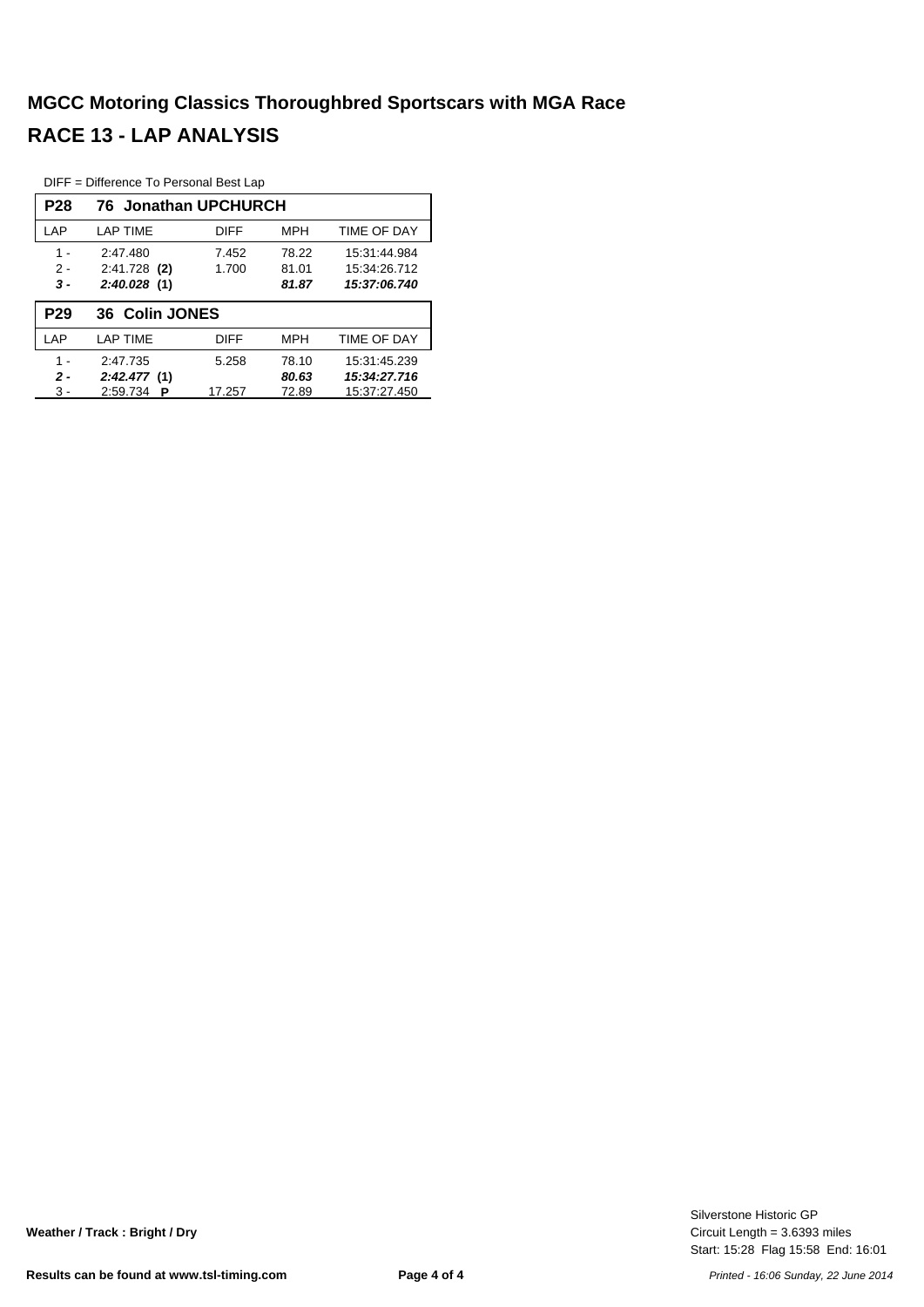# MGCC Motoring Classics Thoroughbred Sportscars with MGA Race

# RACE 13 - LAP ANALYSIS

DIFF = Difference To Personal Best Lap

| P28 | 76 Jonathan UPCHURCH | | | |
|---|---|---|---|---|
| LAP | LAP TIME | DIFF | MPH | TIME OF DAY |
| 1 - | 2:47.480 | 7.452 | 78.22 | 15:31:44.984 |
| 2 - | 2:41.728 **(2)** | 1.700 | 81.01 | 15:34:26.712 |
| ***3 -*** | ***2:40.028* (1)** | | ***81.87*** | ***15:37:06.740*** |

| P29 | 36 Colin JONES | | | |
|---|---|---|---|---|
| LAP | LAP TIME | DIFF | MPH | TIME OF DAY |
| 1 - | 2:47.735 | 5.258 | 78.10 | 15:31:45.239 |
| ***2 -*** | ***2:42.477* (1)** | | ***80.63*** | ***15:34:27.716*** |
| 3 - | 2:59.734 **P** | 17.257 | 72.89 | 15:37:27.450 |

**Weather / Track : Bright / Dry**

Silverstone Historic GP
Circuit Length = 3.6393 miles
Start: 15:28 Flag 15:58 End: 16:01

**Results can be found at www.tsl-timing.com**

*Printed - 16:06 Sunday, 22 June 2014*